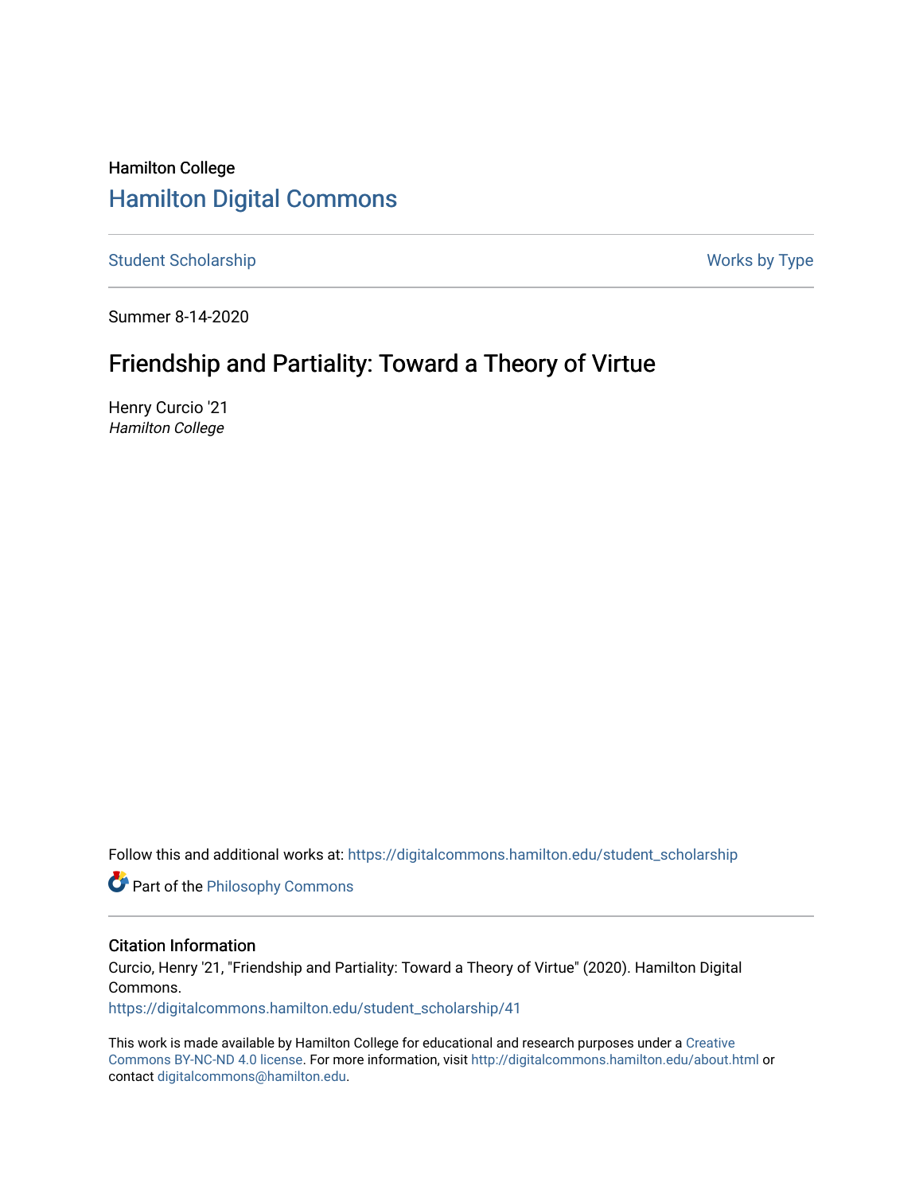Hamilton College

# Hamilton Digital Commons

Student Scholarship | Works by Type

Summer 8-14-2020

## Friendship and Partiality: Toward a Theory of Virtue

Henry Curcio '21
*Hamilton College*

Follow this and additional works at: https://digitalcommons.hamilton.edu/student_scholarship

Part of the Philosophy Commons

### Citation Information

Curcio, Henry '21, "Friendship and Partiality: Toward a Theory of Virtue" (2020). Hamilton Digital Commons.
https://digitalcommons.hamilton.edu/student_scholarship/41

This work is made available by Hamilton College for educational and research purposes under a Creative Commons BY-NC-ND 4.0 license. For more information, visit http://digitalcommons.hamilton.edu/about.html or contact digitalcommons@hamilton.edu.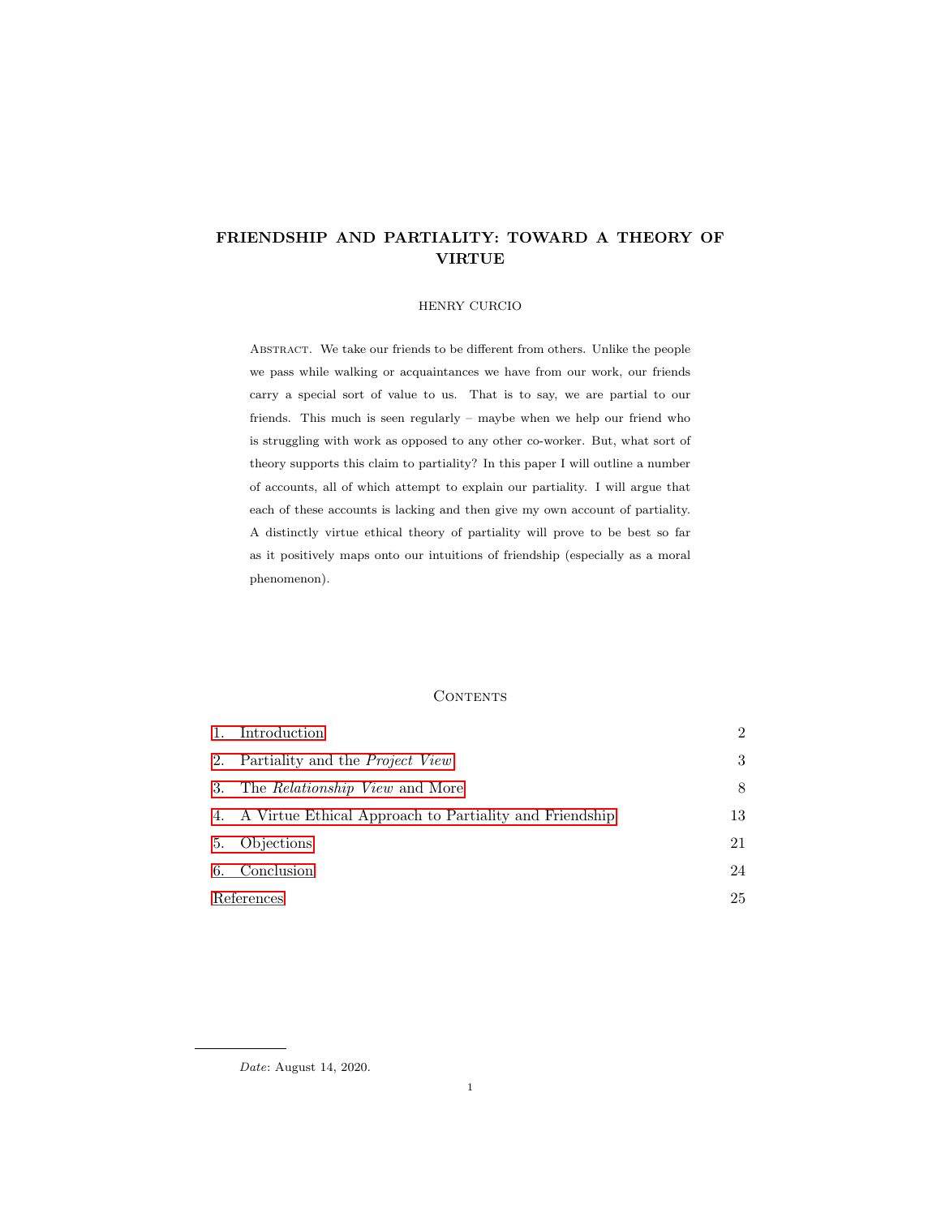# FRIENDSHIP AND PARTIALITY: TOWARD A THEORY OF VIRTUE

HENRY CURCIO

ABSTRACT. We take our friends to be different from others. Unlike the people we pass while walking or acquaintances we have from our work, our friends carry a special sort of value to us. That is to say, we are partial to our friends. This much is seen regularly – maybe when we help our friend who is struggling with work as opposed to any other co-worker. But, what sort of theory supports this claim to partiality? In this paper I will outline a number of accounts, all of which attempt to explain our partiality. I will argue that each of these accounts is lacking and then give my own account of partiality. A distinctly virtue ethical theory of partiality will prove to be best so far as it positively maps onto our intuitions of friendship (especially as a moral phenomenon).

## CONTENTS

| | |
|---|---|
| 1. Introduction | 2 |
| 2. Partiality and the *Project View* | 3 |
| 3. The *Relationship View* and More | 8 |
| 4. A Virtue Ethical Approach to Partiality and Friendship | 13 |
| 5. Objections | 21 |
| 6. Conclusion | 24 |
| References | 25 |

*Date*: August 14, 2020.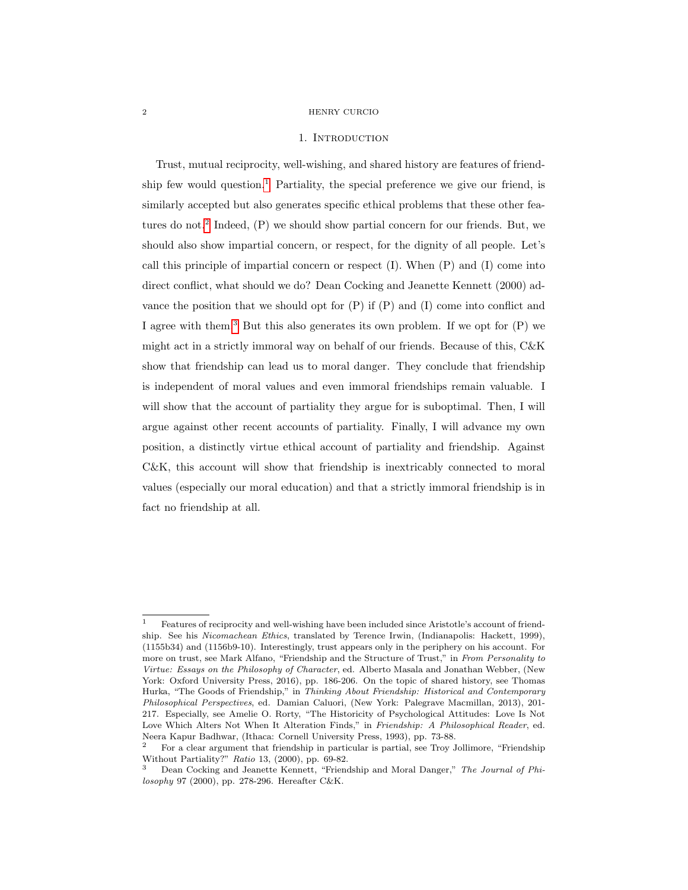## 1. Introduction

Trust, mutual reciprocity, well-wishing, and shared history are features of friendship few would question.[1] Partiality, the special preference we give our friend, is similarly accepted but also generates specific ethical problems that these other features do not.[2] Indeed, (P) we should show partial concern for our friends. But, we should also show impartial concern, or respect, for the dignity of all people. Let's call this principle of impartial concern or respect (I). When (P) and (I) come into direct conflict, what should we do? Dean Cocking and Jeanette Kennett (2000) advance the position that we should opt for (P) if (P) and (I) come into conflict and I agree with them.[3] But this also generates its own problem. If we opt for (P) we might act in a strictly immoral way on behalf of our friends. Because of this, C&K show that friendship can lead us to moral danger. They conclude that friendship is independent of moral values and even immoral friendships remain valuable. I will show that the account of partiality they argue for is suboptimal. Then, I will argue against other recent accounts of partiality. Finally, I will advance my own position, a distinctly virtue ethical account of partiality and friendship. Against C&K, this account will show that friendship is inextricably connected to moral values (especially our moral education) and that a strictly immoral friendship is in fact no friendship at all.

---

[1] Features of reciprocity and well-wishing have been included since Aristotle's account of friendship. See his *Nicomachean Ethics*, translated by Terence Irwin, (Indianapolis: Hackett, 1999), (1155b34) and (1156b9-10). Interestingly, trust appears only in the periphery on his account. For more on trust, see Mark Alfano, "Friendship and the Structure of Trust," in *From Personality to Virtue: Essays on the Philosophy of Character*, ed. Alberto Masala and Jonathan Webber, (New York: Oxford University Press, 2016), pp. 186-206. On the topic of shared history, see Thomas Hurka, "The Goods of Friendship," in *Thinking About Friendship: Historical and Contemporary Philosophical Perspectives*, ed. Damian Caluori, (New York: Palegrave Macmillan, 2013), 201-217. Especially, see Amelie O. Rorty, "The Historicity of Psychological Attitudes: Love Is Not Love Which Alters Not When It Alteration Finds," in *Friendship: A Philosophical Reader*, ed. Neera Kapur Badhwar, (Ithaca: Cornell University Press, 1993), pp. 73-88.

[2] For a clear argument that friendship in particular is partial, see Troy Jollimore, "Friendship Without Partiality?" *Ratio* 13, (2000), pp. 69-82.

[3] Dean Cocking and Jeanette Kennett, "Friendship and Moral Danger," *The Journal of Philosophy* 97 (2000), pp. 278-296. Hereafter C&K.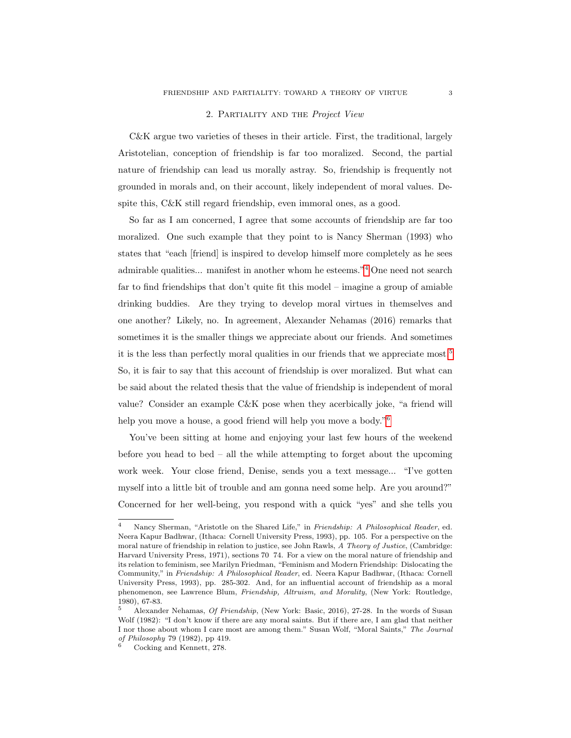## 2. Partiality and the *Project View*

C&K argue two varieties of theses in their article. First, the traditional, largely Aristotelian, conception of friendship is far too moralized. Second, the partial nature of friendship can lead us morally astray. So, friendship is frequently not grounded in morals and, on their account, likely independent of moral values. Despite this, C&K still regard friendship, even immoral ones, as a good.

So far as I am concerned, I agree that some accounts of friendship are far too moralized. One such example that they point to is Nancy Sherman (1993) who states that "each [friend] is inspired to develop himself more completely as he sees admirable qualities... manifest in another whom he esteems."[4] One need not search far to find friendships that don't quite fit this model – imagine a group of amiable drinking buddies. Are they trying to develop moral virtues in themselves and one another? Likely, no. In agreement, Alexander Nehamas (2016) remarks that sometimes it is the smaller things we appreciate about our friends. And sometimes it is the less than perfectly moral qualities in our friends that we appreciate most.[5] So, it is fair to say that this account of friendship is over moralized. But what can be said about the related thesis that the value of friendship is independent of moral value? Consider an example C&K pose when they acerbically joke, "a friend will help you move a house, a good friend will help you move a body."[6]

You've been sitting at home and enjoying your last few hours of the weekend before you head to bed – all the while attempting to forget about the upcoming work week. Your close friend, Denise, sends you a text message... "I've gotten myself into a little bit of trouble and am gonna need some help. Are you around?" Concerned for her well-being, you respond with a quick "yes" and she tells you

---

[4] Nancy Sherman, "Aristotle on the Shared Life," in *Friendship: A Philosophical Reader*, ed. Neera Kapur Badhwar, (Ithaca: Cornell University Press, 1993), pp. 105. For a perspective on the moral nature of friendship in relation to justice, see John Rawls, *A Theory of Justice*, (Cambridge: Harvard University Press, 1971), sections 70 74. For a view on the moral nature of friendship and its relation to feminism, see Marilyn Friedman, "Feminism and Modern Friendship: Dislocating the Community," in *Friendship: A Philosophical Reader*, ed. Neera Kapur Badhwar, (Ithaca: Cornell University Press, 1993), pp. 285-302. And, for an influential account of friendship as a moral phenomenon, see Lawrence Blum, *Friendship, Altruism, and Morality*, (New York: Routledge, 1980), 67-83.

[5] Alexander Nehamas, *Of Friendship*, (New York: Basic, 2016), 27-28. In the words of Susan Wolf (1982): "I don't know if there are any moral saints. But if there are, I am glad that neither I nor those about whom I care most are among them." Susan Wolf, "Moral Saints," *The Journal of Philosophy* 79 (1982), pp 419.

[6] Cocking and Kennett, 278.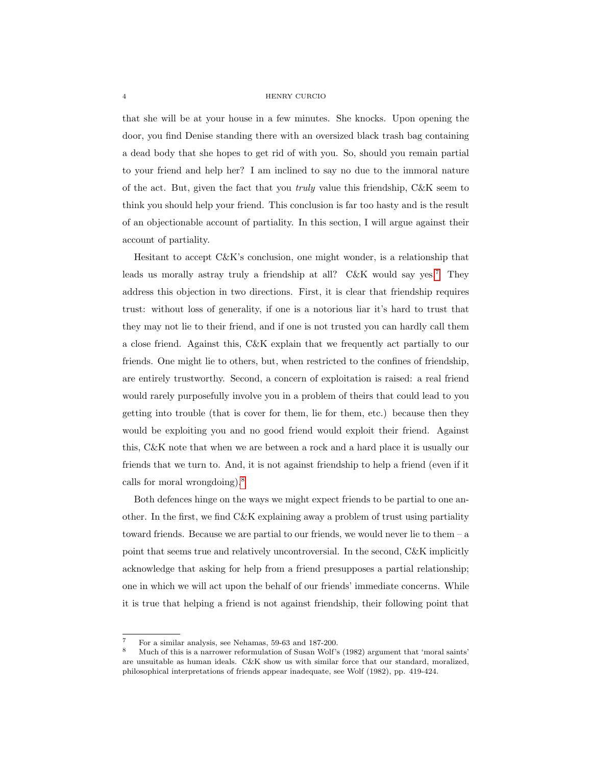that she will be at your house in a few minutes. She knocks. Upon opening the door, you find Denise standing there with an oversized black trash bag containing a dead body that she hopes to get rid of with you. So, should you remain partial to your friend and help her? I am inclined to say no due to the immoral nature of the act. But, given the fact that you *truly* value this friendship, C&K seem to think you should help your friend. This conclusion is far too hasty and is the result of an objectionable account of partiality. In this section, I will argue against their account of partiality.

Hesitant to accept C&K's conclusion, one might wonder, is a relationship that leads us morally astray truly a friendship at all? C&K would say yes.[7] They address this objection in two directions. First, it is clear that friendship requires trust: without loss of generality, if one is a notorious liar it's hard to trust that they may not lie to their friend, and if one is not trusted you can hardly call them a close friend. Against this, C&K explain that we frequently act partially to our friends. One might lie to others, but, when restricted to the confines of friendship, are entirely trustworthy. Second, a concern of exploitation is raised: a real friend would rarely purposefully involve you in a problem of theirs that could lead to you getting into trouble (that is cover for them, lie for them, etc.) because then they would be exploiting you and no good friend would exploit their friend. Against this, C&K note that when we are between a rock and a hard place it is usually our friends that we turn to. And, it is not against friendship to help a friend (even if it calls for moral wrongdoing).[8]

Both defences hinge on the ways we might expect friends to be partial to one another. In the first, we find C&K explaining away a problem of trust using partiality toward friends. Because we are partial to our friends, we would never lie to them – a point that seems true and relatively uncontroversial. In the second, C&K implicitly acknowledge that asking for help from a friend presupposes a partial relationship; one in which we will act upon the behalf of our friends' immediate concerns. While it is true that helping a friend is not against friendship, their following point that

---

[7] For a similar analysis, see Nehamas, 59-63 and 187-200.

[8] Much of this is a narrower reformulation of Susan Wolf's (1982) argument that 'moral saints' are unsuitable as human ideals. C&K show us with similar force that our standard, moralized, philosophical interpretations of friends appear inadequate, see Wolf (1982), pp. 419-424.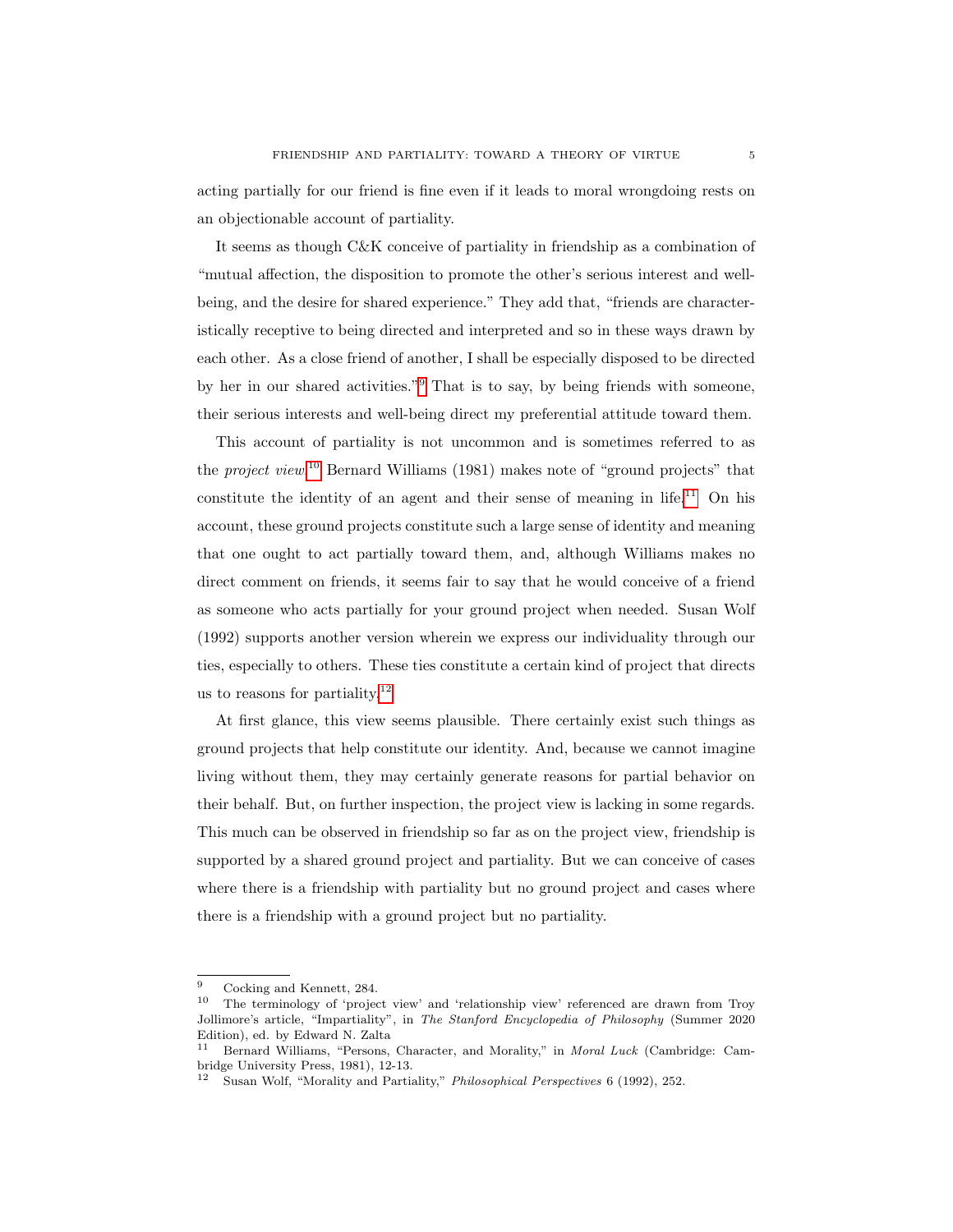acting partially for our friend is fine even if it leads to moral wrongdoing rests on an objectionable account of partiality.

It seems as though C&K conceive of partiality in friendship as a combination of "mutual affection, the disposition to promote the other's serious interest and well-being, and the desire for shared experience." They add that, "friends are characteristically receptive to being directed and interpreted and so in these ways drawn by each other. As a close friend of another, I shall be especially disposed to be directed by her in our shared activities."[9] That is to say, by being friends with someone, their serious interests and well-being direct my preferential attitude toward them.

This account of partiality is not uncommon and is sometimes referred to as the *project view*.[10] Bernard Williams (1981) makes note of "ground projects" that constitute the identity of an agent and their sense of meaning in life.[11] On his account, these ground projects constitute such a large sense of identity and meaning that one ought to act partially toward them, and, although Williams makes no direct comment on friends, it seems fair to say that he would conceive of a friend as someone who acts partially for your ground project when needed. Susan Wolf (1992) supports another version wherein we express our individuality through our ties, especially to others. These ties constitute a certain kind of project that directs us to reasons for partiality.[12]

At first glance, this view seems plausible. There certainly exist such things as ground projects that help constitute our identity. And, because we cannot imagine living without them, they may certainly generate reasons for partial behavior on their behalf. But, on further inspection, the project view is lacking in some regards. This much can be observed in friendship so far as on the project view, friendship is supported by a shared ground project and partiality. But we can conceive of cases where there is a friendship with partiality but no ground project and cases where there is a friendship with a ground project but no partiality.

---

[9] Cocking and Kennett, 284.

[10] The terminology of 'project view' and 'relationship view' referenced are drawn from Troy Jollimore's article, "Impartiality", in *The Stanford Encyclopedia of Philosophy* (Summer 2020 Edition), ed. by Edward N. Zalta

[11] Bernard Williams, "Persons, Character, and Morality," in *Moral Luck* (Cambridge: Cambridge University Press, 1981), 12-13.

[12] Susan Wolf, "Morality and Partiality," *Philosophical Perspectives* 6 (1992), 252.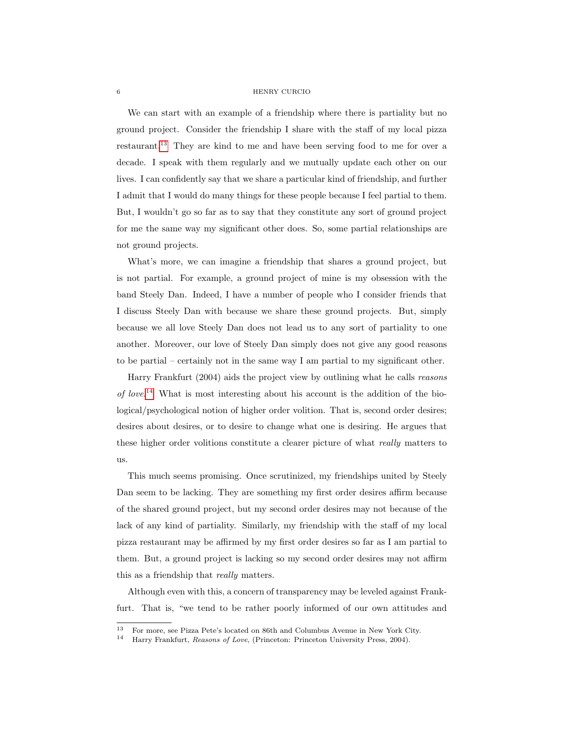We can start with an example of a friendship where there is partiality but no ground project. Consider the friendship I share with the staff of my local pizza restaurant.[13] They are kind to me and have been serving food to me for over a decade. I speak with them regularly and we mutually update each other on our lives. I can confidently say that we share a particular kind of friendship, and further I admit that I would do many things for these people because I feel partial to them. But, I wouldn't go so far as to say that they constitute any sort of ground project for me the same way my significant other does. So, some partial relationships are not ground projects.

What's more, we can imagine a friendship that shares a ground project, but is not partial. For example, a ground project of mine is my obsession with the band Steely Dan. Indeed, I have a number of people who I consider friends that I discuss Steely Dan with because we share these ground projects. But, simply because we all love Steely Dan does not lead us to any sort of partiality to one another. Moreover, our love of Steely Dan simply does not give any good reasons to be partial – certainly not in the same way I am partial to my significant other.

Harry Frankfurt (2004) aids the project view by outlining what he calls *reasons of love*.[14] What is most interesting about his account is the addition of the biological/psychological notion of higher order volition. That is, second order desires; desires about desires, or to desire to change what one is desiring. He argues that these higher order volitions constitute a clearer picture of what *really* matters to us.

This much seems promising. Once scrutinized, my friendships united by Steely Dan seem to be lacking. They are something my first order desires affirm because of the shared ground project, but my second order desires may not because of the lack of any kind of partiality. Similarly, my friendship with the staff of my local pizza restaurant may be affirmed by my first order desires so far as I am partial to them. But, a ground project is lacking so my second order desires may not affirm this as a friendship that *really* matters.

Although even with this, a concern of transparency may be leveled against Frankfurt. That is, "we tend to be rather poorly informed of our own attitudes and

---

[13] For more, see Pizza Pete's located on 86th and Columbus Avenue in New York City.

[14] Harry Frankfurt, *Reasons of Love*, (Princeton: Princeton University Press, 2004).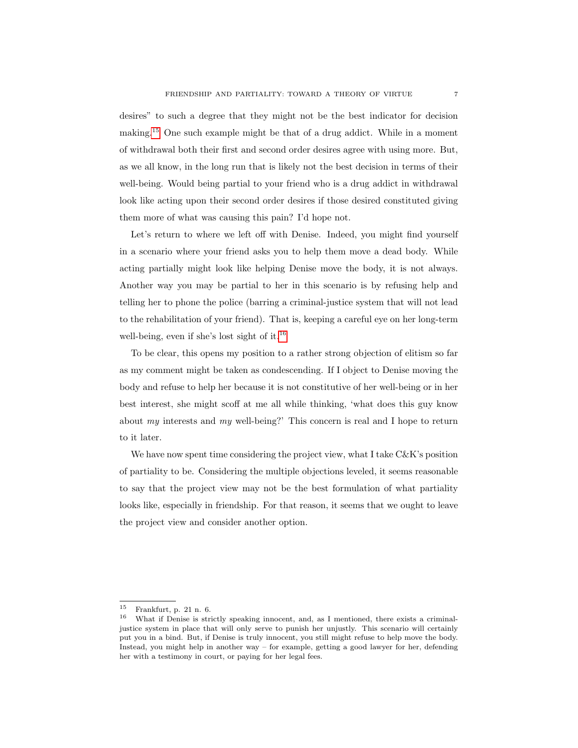desires" to such a degree that they might not be the best indicator for decision making.[15] One such example might be that of a drug addict. While in a moment of withdrawal both their first and second order desires agree with using more. But, as we all know, in the long run that is likely not the best decision in terms of their well-being. Would being partial to your friend who is a drug addict in withdrawal look like acting upon their second order desires if those desired constituted giving them more of what was causing this pain? I'd hope not.

Let's return to where we left off with Denise. Indeed, you might find yourself in a scenario where your friend asks you to help them move a dead body. While acting partially might look like helping Denise move the body, it is not always. Another way you may be partial to her in this scenario is by refusing help and telling her to phone the police (barring a criminal-justice system that will not lead to the rehabilitation of your friend). That is, keeping a careful eye on her long-term well-being, even if she's lost sight of it.[16]

To be clear, this opens my position to a rather strong objection of elitism so far as my comment might be taken as condescending. If I object to Denise moving the body and refuse to help her because it is not constitutive of her well-being or in her best interest, she might scoff at me all while thinking, 'what does this guy know about *my* interests and *my* well-being?' This concern is real and I hope to return to it later.

We have now spent time considering the project view, what I take C&K's position of partiality to be. Considering the multiple objections leveled, it seems reasonable to say that the project view may not be the best formulation of what partiality looks like, especially in friendship. For that reason, it seems that we ought to leave the project view and consider another option.

---

[15] Frankfurt, p. 21 n. 6.

[16] What if Denise is strictly speaking innocent, and, as I mentioned, there exists a criminal-justice system in place that will only serve to punish her unjustly. This scenario will certainly put you in a bind. But, if Denise is truly innocent, you still might refuse to help move the body. Instead, you might help in another way – for example, getting a good lawyer for her, defending her with a testimony in court, or paying for her legal fees.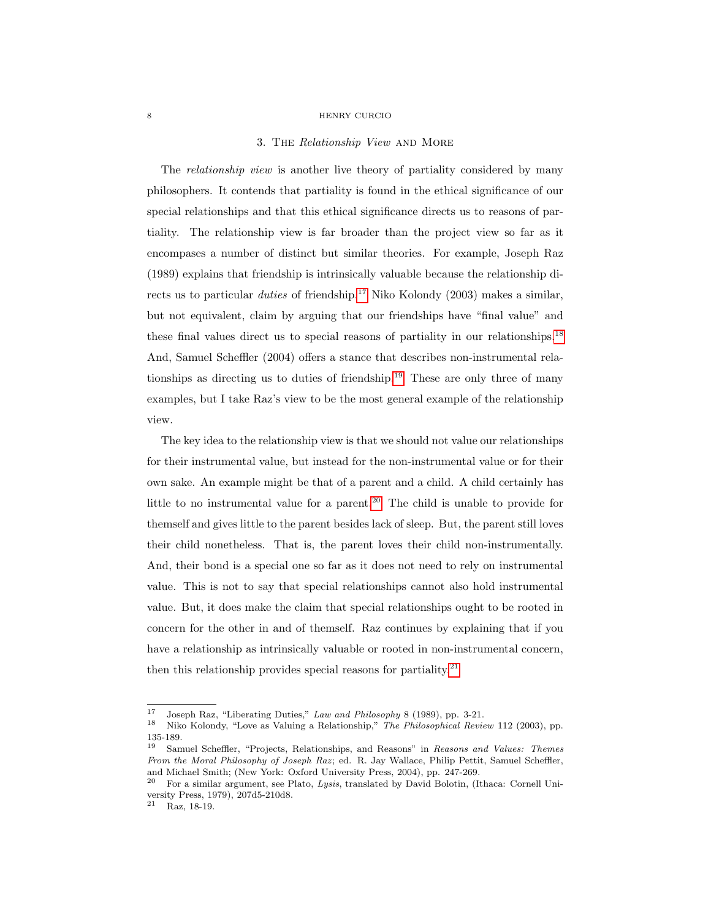## 3. The *Relationship View* and More

The *relationship view* is another live theory of partiality considered by many philosophers. It contends that partiality is found in the ethical significance of our special relationships and that this ethical significance directs us to reasons of partiality. The relationship view is far broader than the project view so far as it encompases a number of distinct but similar theories. For example, Joseph Raz (1989) explains that friendship is intrinsically valuable because the relationship directs us to particular *duties* of friendship.[17] Niko Kolondy (2003) makes a similar, but not equivalent, claim by arguing that our friendships have "final value" and these final values direct us to special reasons of partiality in our relationships.[18] And, Samuel Scheffler (2004) offers a stance that describes non-instrumental relationships as directing us to duties of friendship.[19] These are only three of many examples, but I take Raz's view to be the most general example of the relationship view.

The key idea to the relationship view is that we should not value our relationships for their instrumental value, but instead for the non-instrumental value or for their own sake. An example might be that of a parent and a child. A child certainly has little to no instrumental value for a parent.[20] The child is unable to provide for themself and gives little to the parent besides lack of sleep. But, the parent still loves their child nonetheless. That is, the parent loves their child non-instrumentally. And, their bond is a special one so far as it does not need to rely on instrumental value. This is not to say that special relationships cannot also hold instrumental value. But, it does make the claim that special relationships ought to be rooted in concern for the other in and of themself. Raz continues by explaining that if you have a relationship as intrinsically valuable or rooted in non-instrumental concern, then this relationship provides special reasons for partiality.[21]

---

[17] Joseph Raz, "Liberating Duties," *Law and Philosophy* 8 (1989), pp. 3-21.

[18] Niko Kolondy, "Love as Valuing a Relationship," *The Philosophical Review* 112 (2003), pp. 135-189.

[19] Samuel Scheffler, "Projects, Relationships, and Reasons" in *Reasons and Values: Themes From the Moral Philosophy of Joseph Raz*; ed. R. Jay Wallace, Philip Pettit, Samuel Scheffler, and Michael Smith; (New York: Oxford University Press, 2004), pp. 247-269.

[20] For a similar argument, see Plato, *Lysis*, translated by David Bolotin, (Ithaca: Cornell University Press, 1979), 207d5-210d8.

[21] Raz, 18-19.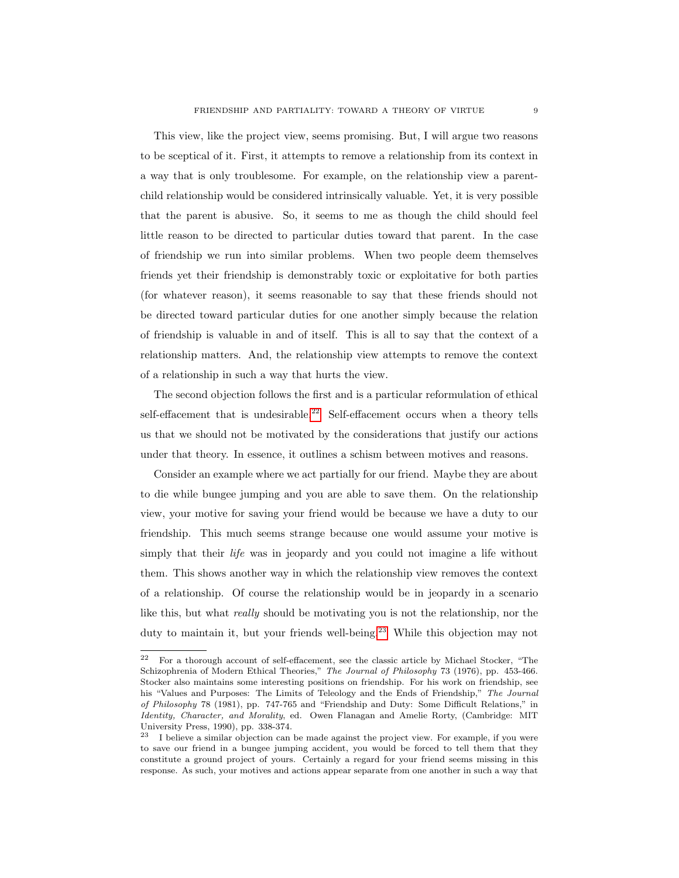This view, like the project view, seems promising. But, I will argue two reasons to be sceptical of it. First, it attempts to remove a relationship from its context in a way that is only troublesome. For example, on the relationship view a parent-child relationship would be considered intrinsically valuable. Yet, it is very possible that the parent is abusive. So, it seems to me as though the child should feel little reason to be directed to particular duties toward that parent. In the case of friendship we run into similar problems. When two people deem themselves friends yet their friendship is demonstrably toxic or exploitative for both parties (for whatever reason), it seems reasonable to say that these friends should not be directed toward particular duties for one another simply because the relation of friendship is valuable in and of itself. This is all to say that the context of a relationship matters. And, the relationship view attempts to remove the context of a relationship in such a way that hurts the view.

The second objection follows the first and is a particular reformulation of ethical self-effacement that is undesirable.[22] Self-effacement occurs when a theory tells us that we should not be motivated by the considerations that justify our actions under that theory. In essence, it outlines a schism between motives and reasons.

Consider an example where we act partially for our friend. Maybe they are about to die while bungee jumping and you are able to save them. On the relationship view, your motive for saving your friend would be because we have a duty to our friendship. This much seems strange because one would assume your motive is simply that their *life* was in jeopardy and you could not imagine a life without them. This shows another way in which the relationship view removes the context of a relationship. Of course the relationship would be in jeopardy in a scenario like this, but what *really* should be motivating you is not the relationship, nor the duty to maintain it, but your friends well-being.[23] While this objection may not

---

[22] For a thorough account of self-effacement, see the classic article by Michael Stocker, "The Schizophrenia of Modern Ethical Theories," *The Journal of Philosophy* 73 (1976), pp. 453-466. Stocker also maintains some interesting positions on friendship. For his work on friendship, see his "Values and Purposes: The Limits of Teleology and the Ends of Friendship," *The Journal of Philosophy* 78 (1981), pp. 747-765 and "Friendship and Duty: Some Difficult Relations," in *Identity, Character, and Morality*, ed. Owen Flanagan and Amelie Rorty, (Cambridge: MIT University Press, 1990), pp. 338-374.

[23] I believe a similar objection can be made against the project view. For example, if you were to save our friend in a bungee jumping accident, you would be forced to tell them that they constitute a ground project of yours. Certainly a regard for your friend seems missing in this response. As such, your motives and actions appear separate from one another in such a way that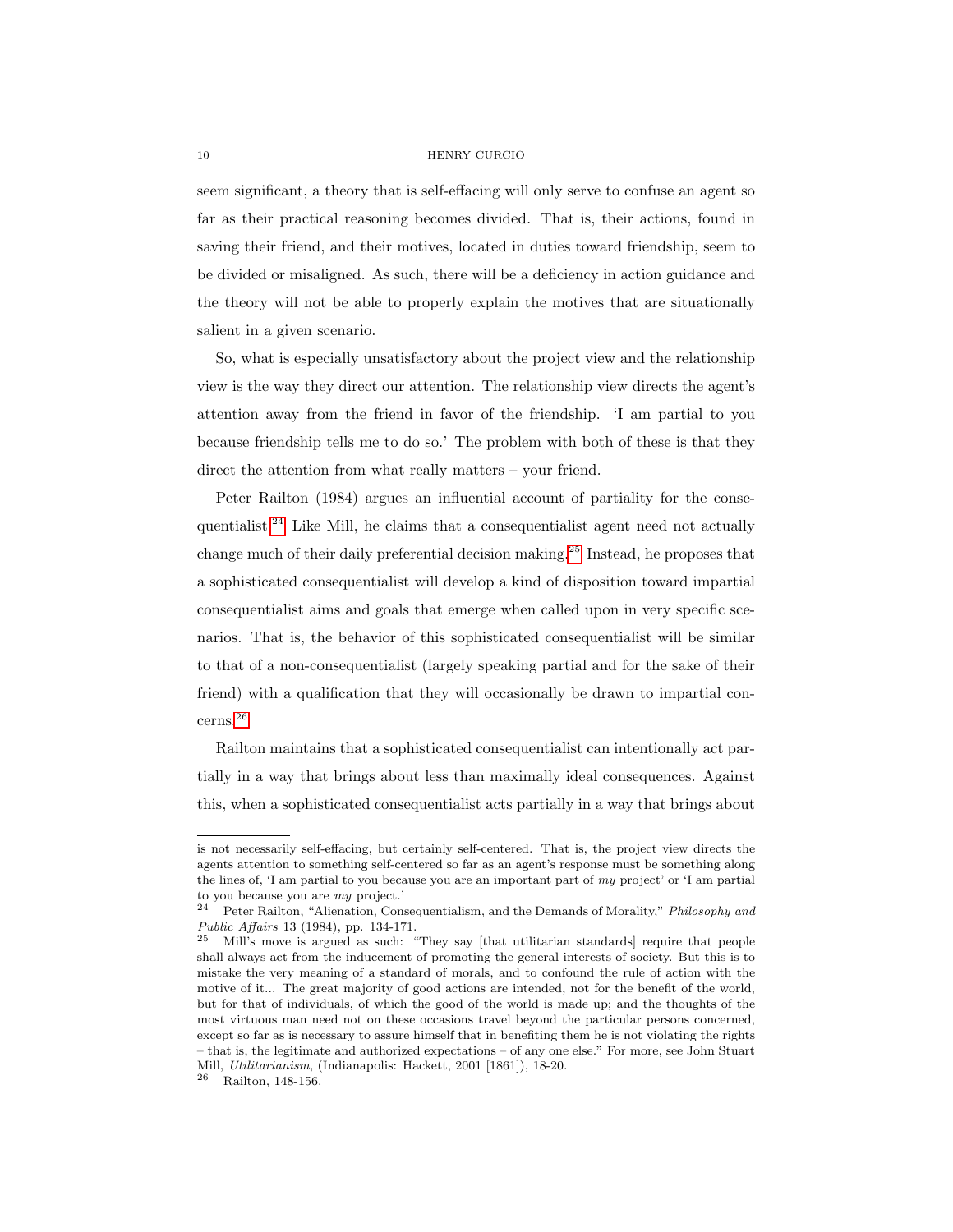seem significant, a theory that is self-effacing will only serve to confuse an agent so far as their practical reasoning becomes divided. That is, their actions, found in saving their friend, and their motives, located in duties toward friendship, seem to be divided or misaligned. As such, there will be a deficiency in action guidance and the theory will not be able to properly explain the motives that are situationally salient in a given scenario.

So, what is especially unsatisfactory about the project view and the relationship view is the way they direct our attention. The relationship view directs the agent's attention away from the friend in favor of the friendship. 'I am partial to you because friendship tells me to do so.' The problem with both of these is that they direct the attention from what really matters – your friend.

Peter Railton (1984) argues an influential account of partiality for the consequentialist.[24] Like Mill, he claims that a consequentialist agent need not actually change much of their daily preferential decision making.[25] Instead, he proposes that a sophisticated consequentialist will develop a kind of disposition toward impartial consequentialist aims and goals that emerge when called upon in very specific scenarios. That is, the behavior of this sophisticated consequentialist will be similar to that of a non-consequentialist (largely speaking partial and for the sake of their friend) with a qualification that they will occasionally be drawn to impartial concerns.[26]

Railton maintains that a sophisticated consequentialist can intentionally act partially in a way that brings about less than maximally ideal consequences. Against this, when a sophisticated consequentialist acts partially in a way that brings about

---

is not necessarily self-effacing, but certainly self-centered. That is, the project view directs the agents attention to something self-centered so far as an agent's response must be something along the lines of, 'I am partial to you because you are an important part of *my* project' or 'I am partial to you because you are *my* project.'

[24] Peter Railton, "Alienation, Consequentialism, and the Demands of Morality," *Philosophy and Public Affairs* 13 (1984), pp. 134-171.

[25] Mill's move is argued as such: "They say [that utilitarian standards] require that people shall always act from the inducement of promoting the general interests of society. But this is to mistake the very meaning of a standard of morals, and to confound the rule of action with the motive of it... The great majority of good actions are intended, not for the benefit of the world, but for that of individuals, of which the good of the world is made up; and the thoughts of the most virtuous man need not on these occasions travel beyond the particular persons concerned, except so far as is necessary to assure himself that in benefiting them he is not violating the rights – that is, the legitimate and authorized expectations – of any one else." For more, see John Stuart Mill, *Utilitarianism*, (Indianapolis: Hackett, 2001 [1861]), 18-20.

[26] Railton, 148-156.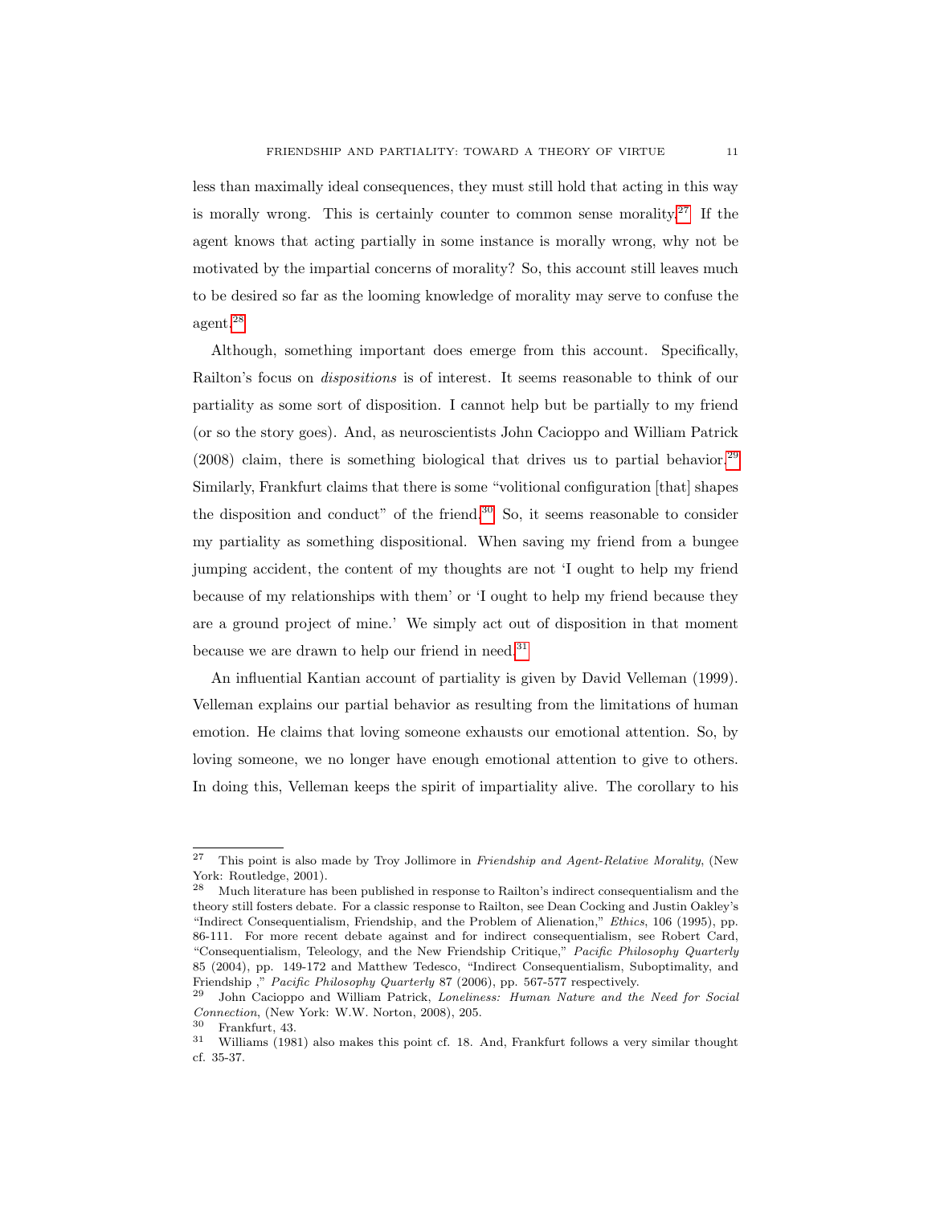less than maximally ideal consequences, they must still hold that acting in this way is morally wrong. This is certainly counter to common sense morality.[27] If the agent knows that acting partially in some instance is morally wrong, why not be motivated by the impartial concerns of morality? So, this account still leaves much to be desired so far as the looming knowledge of morality may serve to confuse the agent.[28]

Although, something important does emerge from this account. Specifically, Railton's focus on *dispositions* is of interest. It seems reasonable to think of our partiality as some sort of disposition. I cannot help but be partially to my friend (or so the story goes). And, as neuroscientists John Cacioppo and William Patrick (2008) claim, there is something biological that drives us to partial behavior.[29] Similarly, Frankfurt claims that there is some "volitional configuration [that] shapes the disposition and conduct" of the friend.[30] So, it seems reasonable to consider my partiality as something dispositional. When saving my friend from a bungee jumping accident, the content of my thoughts are not 'I ought to help my friend because of my relationships with them' or 'I ought to help my friend because they are a ground project of mine.' We simply act out of disposition in that moment because we are drawn to help our friend in need.[31]

An influential Kantian account of partiality is given by David Velleman (1999). Velleman explains our partial behavior as resulting from the limitations of human emotion. He claims that loving someone exhausts our emotional attention. So, by loving someone, we no longer have enough emotional attention to give to others. In doing this, Velleman keeps the spirit of impartiality alive. The corollary to his

---

[27] This point is also made by Troy Jollimore in *Friendship and Agent-Relative Morality*, (New York: Routledge, 2001).

[28] Much literature has been published in response to Railton's indirect consequentialism and the theory still fosters debate. For a classic response to Railton, see Dean Cocking and Justin Oakley's "Indirect Consequentialism, Friendship, and the Problem of Alienation," *Ethics*, 106 (1995), pp. 86-111. For more recent debate against and for indirect consequentialism, see Robert Card, "Consequentialism, Teleology, and the New Friendship Critique," *Pacific Philosophy Quarterly* 85 (2004), pp. 149-172 and Matthew Tedesco, "Indirect Consequentialism, Suboptimality, and Friendship ," *Pacific Philosophy Quarterly* 87 (2006), pp. 567-577 respectively.

[29] John Cacioppo and William Patrick, *Loneliness: Human Nature and the Need for Social Connection*, (New York: W.W. Norton, 2008), 205.

[30] Frankfurt, 43.

[31] Williams (1981) also makes this point cf. 18. And, Frankfurt follows a very similar thought cf. 35-37.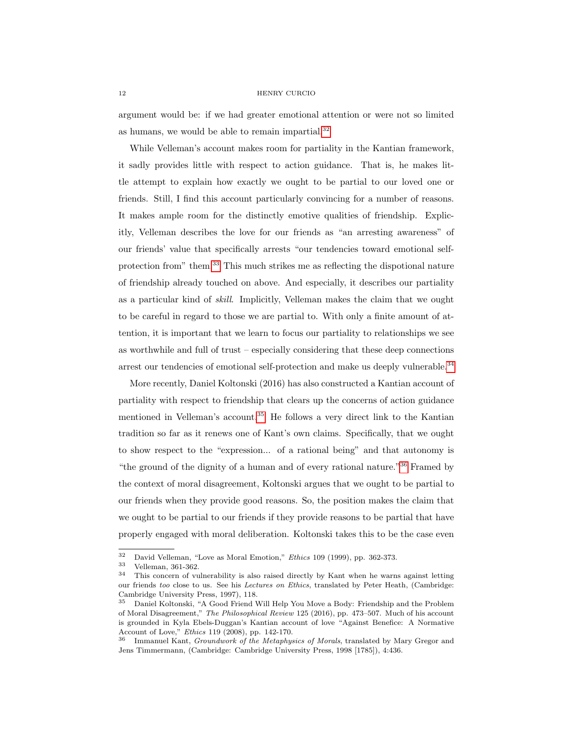argument would be: if we had greater emotional attention or were not so limited as humans, we would be able to remain impartial.[32]

While Velleman's account makes room for partiality in the Kantian framework, it sadly provides little with respect to action guidance. That is, he makes little attempt to explain how exactly we ought to be partial to our loved one or friends. Still, I find this account particularly convincing for a number of reasons. It makes ample room for the distinctly emotive qualities of friendship. Explicitly, Velleman describes the love for our friends as "an arresting awareness" of our friends' value that specifically arrests "our tendencies toward emotional self-protection from" them.[33] This much strikes me as reflecting the dispotional nature of friendship already touched on above. And especially, it describes our partiality as a particular kind of *skill*. Implicitly, Velleman makes the claim that we ought to be careful in regard to those we are partial to. With only a finite amount of attention, it is important that we learn to focus our partiality to relationships we see as worthwhile and full of trust – especially considering that these deep connections arrest our tendencies of emotional self-protection and make us deeply vulnerable.[34]

More recently, Daniel Koltonski (2016) has also constructed a Kantian account of partiality with respect to friendship that clears up the concerns of action guidance mentioned in Velleman's account.[35] He follows a very direct link to the Kantian tradition so far as it renews one of Kant's own claims. Specifically, that we ought to show respect to the "expression... of a rational being" and that autonomy is "the ground of the dignity of a human and of every rational nature."[36] Framed by the context of moral disagreement, Koltonski argues that we ought to be partial to our friends when they provide good reasons. So, the position makes the claim that we ought to be partial to our friends if they provide reasons to be partial that have properly engaged with moral deliberation. Koltonski takes this to be the case even

---

[32] David Velleman, "Love as Moral Emotion," *Ethics* 109 (1999), pp. 362-373.

[33] Velleman, 361-362.

[34] This concern of vulnerability is also raised directly by Kant when he warns against letting our friends *too* close to us. See his *Lectures on Ethics*, translated by Peter Heath, (Cambridge: Cambridge University Press, 1997), 118.

[35] Daniel Koltonski, "A Good Friend Will Help You Move a Body: Friendship and the Problem of Moral Disagreement," *The Philosophical Review* 125 (2016), pp. 473–507. Much of his account is grounded in Kyla Ebels-Duggan's Kantian account of love "Against Benefice: A Normative Account of Love," *Ethics* 119 (2008), pp. 142-170.

[36] Immanuel Kant, *Groundwork of the Metaphysics of Morals*, translated by Mary Gregor and Jens Timmermann, (Cambridge: Cambridge University Press, 1998 [1785]), 4:436.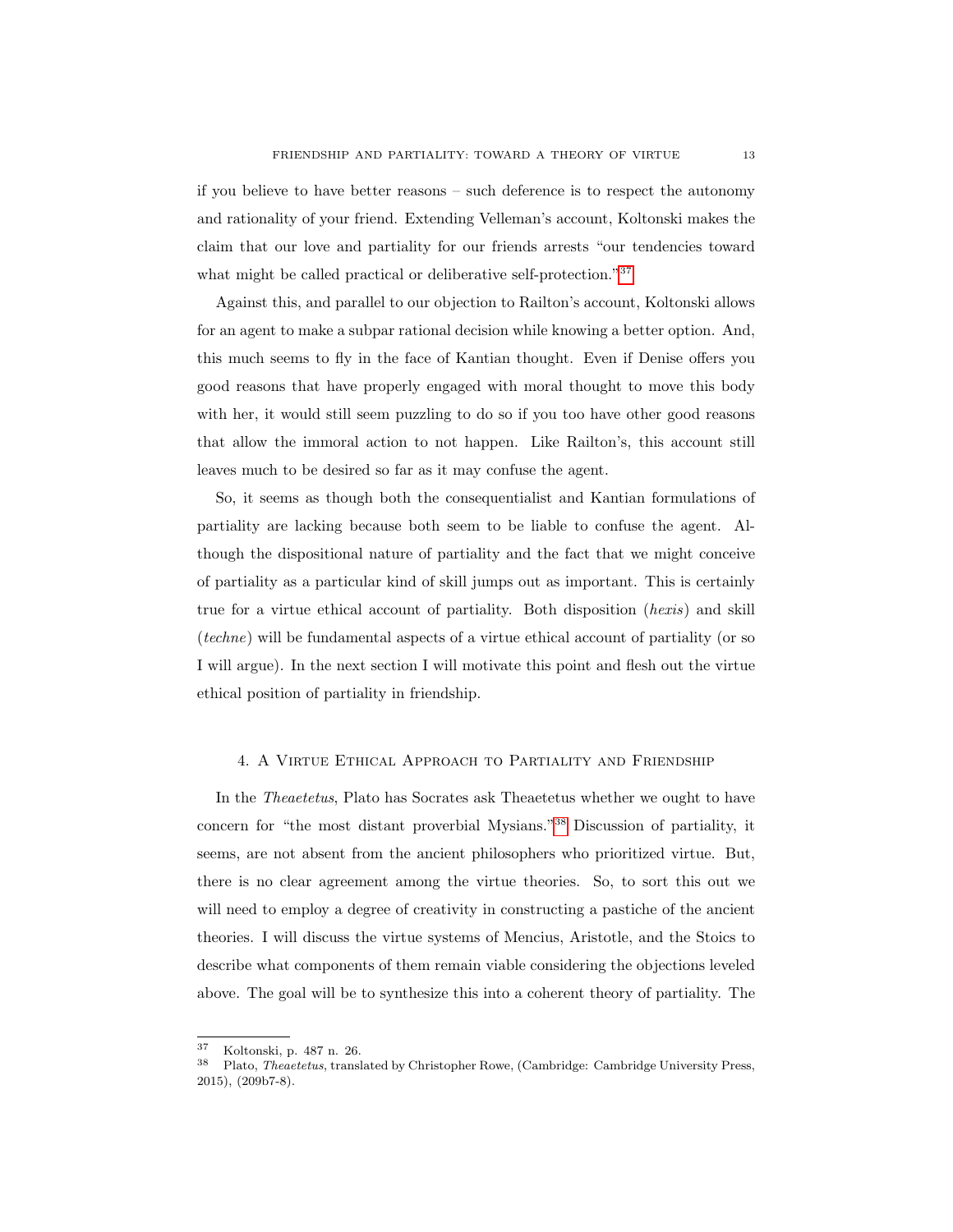if you believe to have better reasons – such deference is to respect the autonomy and rationality of your friend. Extending Velleman's account, Koltonski makes the claim that our love and partiality for our friends arrests "our tendencies toward what might be called practical or deliberative self-protection."[37]

Against this, and parallel to our objection to Railton's account, Koltonski allows for an agent to make a subpar rational decision while knowing a better option. And, this much seems to fly in the face of Kantian thought. Even if Denise offers you good reasons that have properly engaged with moral thought to move this body with her, it would still seem puzzling to do so if you too have other good reasons that allow the immoral action to not happen. Like Railton's, this account still leaves much to be desired so far as it may confuse the agent.

So, it seems as though both the consequentialist and Kantian formulations of partiality are lacking because both seem to be liable to confuse the agent. Although the dispositional nature of partiality and the fact that we might conceive of partiality as a particular kind of skill jumps out as important. This is certainly true for a virtue ethical account of partiality. Both disposition (*hexis*) and skill (*techne*) will be fundamental aspects of a virtue ethical account of partiality (or so I will argue). In the next section I will motivate this point and flesh out the virtue ethical position of partiality in friendship.

## 4. A Virtue Ethical Approach to Partiality and Friendship

In the *Theaetetus*, Plato has Socrates ask Theaetetus whether we ought to have concern for "the most distant proverbial Mysians."[38] Discussion of partiality, it seems, are not absent from the ancient philosophers who prioritized virtue. But, there is no clear agreement among the virtue theories. So, to sort this out we will need to employ a degree of creativity in constructing a pastiche of the ancient theories. I will discuss the virtue systems of Mencius, Aristotle, and the Stoics to describe what components of them remain viable considering the objections leveled above. The goal will be to synthesize this into a coherent theory of partiality. The

---

[37] Koltonski, p. 487 n. 26.

[38] Plato, *Theaetetus*, translated by Christopher Rowe, (Cambridge: Cambridge University Press, 2015), (209b7-8).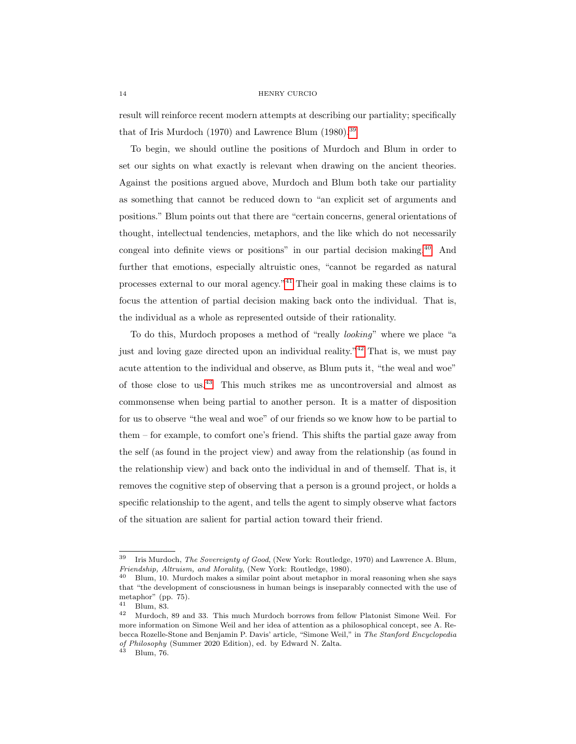result will reinforce recent modern attempts at describing our partiality; specifically that of Iris Murdoch (1970) and Lawrence Blum (1980).[39]

To begin, we should outline the positions of Murdoch and Blum in order to set our sights on what exactly is relevant when drawing on the ancient theories. Against the positions argued above, Murdoch and Blum both take our partiality as something that cannot be reduced down to "an explicit set of arguments and positions." Blum points out that there are "certain concerns, general orientations of thought, intellectual tendencies, metaphors, and the like which do not necessarily congeal into definite views or positions" in our partial decision making.[40] And further that emotions, especially altruistic ones, "cannot be regarded as natural processes external to our moral agency."[41] Their goal in making these claims is to focus the attention of partial decision making back onto the individual. That is, the individual as a whole as represented outside of their rationality.

To do this, Murdoch proposes a method of "really *looking*" where we place "a just and loving gaze directed upon an individual reality."[42] That is, we must pay acute attention to the individual and observe, as Blum puts it, "the weal and woe" of those close to us.[43] This much strikes me as uncontroversial and almost as commonsense when being partial to another person. It is a matter of disposition for us to observe "the weal and woe" of our friends so we know how to be partial to them – for example, to comfort one's friend. This shifts the partial gaze away from the self (as found in the project view) and away from the relationship (as found in the relationship view) and back onto the individual in and of themself. That is, it removes the cognitive step of observing that a person is a ground project, or holds a specific relationship to the agent, and tells the agent to simply observe what factors of the situation are salient for partial action toward their friend.

---

[39] Iris Murdoch, *The Sovereignty of Good*, (New York: Routledge, 1970) and Lawrence A. Blum, *Friendship, Altruism, and Morality*, (New York: Routledge, 1980).

[40] Blum, 10. Murdoch makes a similar point about metaphor in moral reasoning when she says that "the development of consciousness in human beings is inseparably connected with the use of metaphor" (pp. 75).

[41] Blum, 83.

[42] Murdoch, 89 and 33. This much Murdoch borrows from fellow Platonist Simone Weil. For more information on Simone Weil and her idea of attention as a philosophical concept, see A. Rebecca Rozelle-Stone and Benjamin P. Davis' article, "Simone Weil," in *The Stanford Encyclopedia of Philosophy* (Summer 2020 Edition), ed. by Edward N. Zalta.

[43] Blum, 76.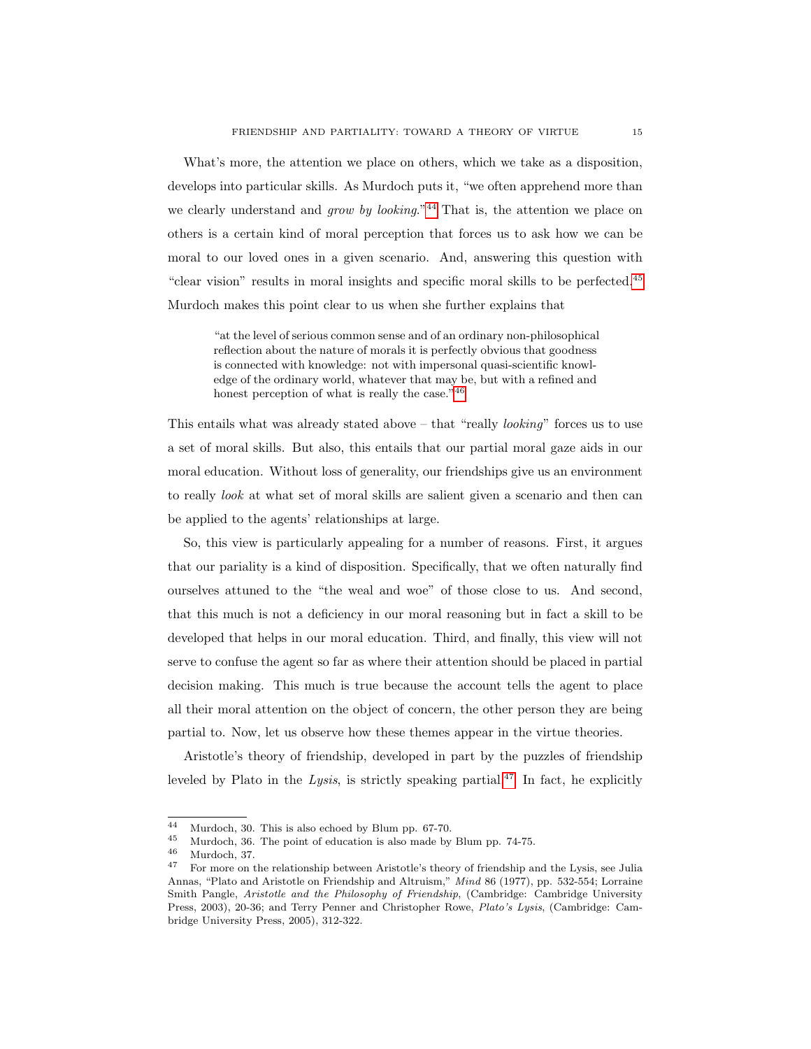What's more, the attention we place on others, which we take as a disposition, develops into particular skills. As Murdoch puts it, "we often apprehend more than we clearly understand and *grow by looking*."[44] That is, the attention we place on others is a certain kind of moral perception that forces us to ask how we can be moral to our loved ones in a given scenario. And, answering this question with "clear vision" results in moral insights and specific moral skills to be perfected.[45] Murdoch makes this point clear to us when she further explains that

> "at the level of serious common sense and of an ordinary non-philosophical reflection about the nature of morals it is perfectly obvious that goodness is connected with knowledge: not with impersonal quasi-scientific knowledge of the ordinary world, whatever that may be, but with a refined and honest perception of what is really the case."[46]

This entails what was already stated above – that "really *looking*" forces us to use a set of moral skills. But also, this entails that our partial moral gaze aids in our moral education. Without loss of generality, our friendships give us an environment to really *look* at what set of moral skills are salient given a scenario and then can be applied to the agents' relationships at large.

So, this view is particularly appealing for a number of reasons. First, it argues that our pariality is a kind of disposition. Specifically, that we often naturally find ourselves attuned to the "the weal and woe" of those close to us. And second, that this much is not a deficiency in our moral reasoning but in fact a skill to be developed that helps in our moral education. Third, and finally, this view will not serve to confuse the agent so far as where their attention should be placed in partial decision making. This much is true because the account tells the agent to place all their moral attention on the object of concern, the other person they are being partial to. Now, let us observe how these themes appear in the virtue theories.

Aristotle's theory of friendship, developed in part by the puzzles of friendship leveled by Plato in the *Lysis*, is strictly speaking partial.[47] In fact, he explicitly

---

[44] Murdoch, 30. This is also echoed by Blum pp. 67-70.

[45] Murdoch, 36. The point of education is also made by Blum pp. 74-75.

[46] Murdoch, 37.

[47] For more on the relationship between Aristotle's theory of friendship and the Lysis, see Julia Annas, "Plato and Aristotle on Friendship and Altruism," *Mind* 86 (1977), pp. 532-554; Lorraine Smith Pangle, *Aristotle and the Philosophy of Friendship*, (Cambridge: Cambridge University Press, 2003), 20-36; and Terry Penner and Christopher Rowe, *Plato's Lysis*, (Cambridge: Cambridge University Press, 2005), 312-322.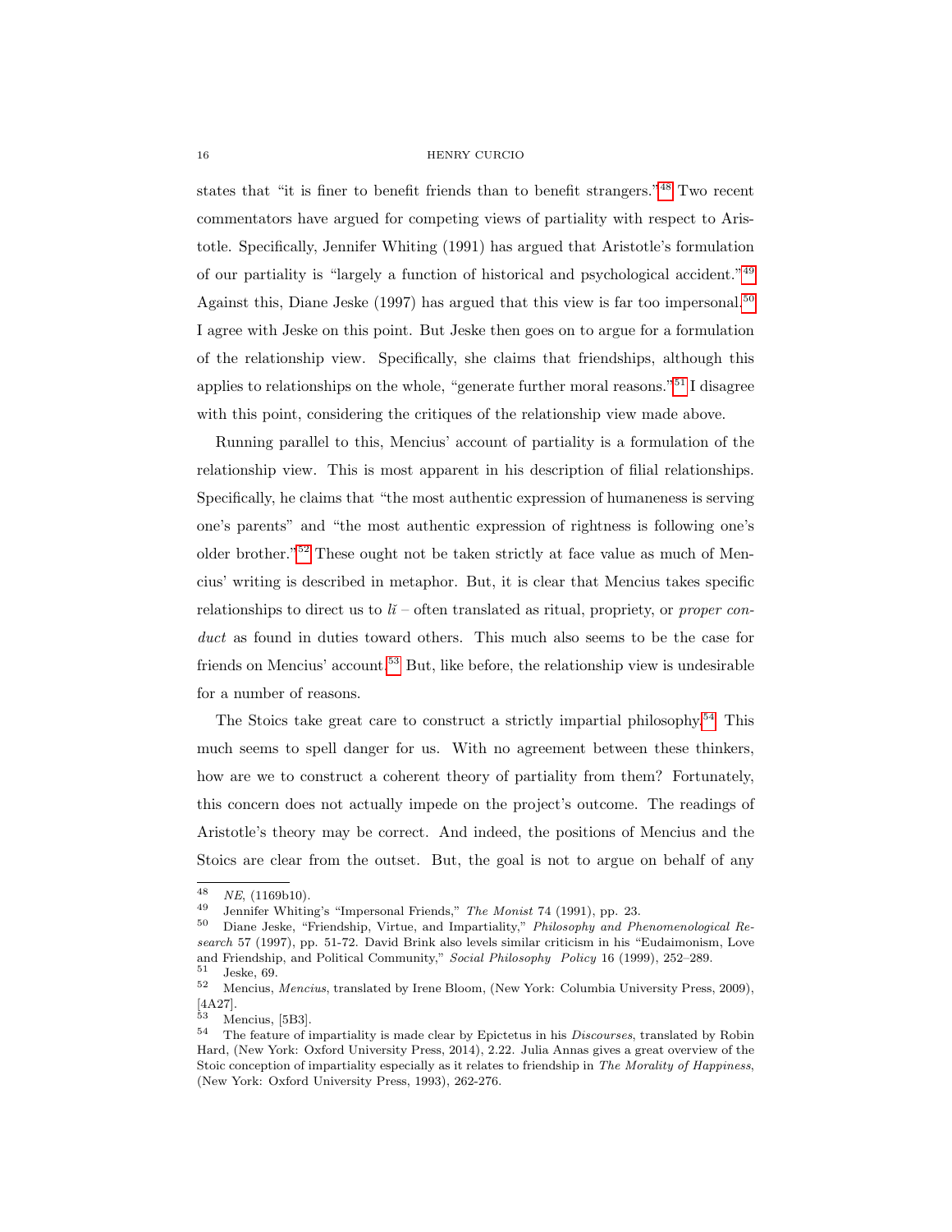states that "it is finer to benefit friends than to benefit strangers."[48] Two recent commentators have argued for competing views of partiality with respect to Aristotle. Specifically, Jennifer Whiting (1991) has argued that Aristotle's formulation of our partiality is "largely a function of historical and psychological accident."[49] Against this, Diane Jeske (1997) has argued that this view is far too impersonal.[50] I agree with Jeske on this point. But Jeske then goes on to argue for a formulation of the relationship view. Specifically, she claims that friendships, although this applies to relationships on the whole, "generate further moral reasons."[51] I disagree with this point, considering the critiques of the relationship view made above.

Running parallel to this, Mencius' account of partiality is a formulation of the relationship view. This is most apparent in his description of filial relationships. Specifically, he claims that "the most authentic expression of humaneness is serving one's parents" and "the most authentic expression of rightness is following one's older brother."[52] These ought not be taken strictly at face value as much of Mencius' writing is described in metaphor. But, it is clear that Mencius takes specific relationships to direct us to *lǐ* – often translated as ritual, propriety, or *proper conduct* as found in duties toward others. This much also seems to be the case for friends on Mencius' account.[53] But, like before, the relationship view is undesirable for a number of reasons.

The Stoics take great care to construct a strictly impartial philosophy.[54] This much seems to spell danger for us. With no agreement between these thinkers, how are we to construct a coherent theory of partiality from them? Fortunately, this concern does not actually impede on the project's outcome. The readings of Aristotle's theory may be correct. And indeed, the positions of Mencius and the Stoics are clear from the outset. But, the goal is not to argue on behalf of any

---

[48] *NE*, (1169b10).

[49] Jennifer Whiting's "Impersonal Friends," *The Monist* 74 (1991), pp. 23.

[50] Diane Jeske, "Friendship, Virtue, and Impartiality," *Philosophy and Phenomenological Research* 57 (1997), pp. 51-72. David Brink also levels similar criticism in his "Eudaimonism, Love and Friendship, and Political Community," *Social Philosophy Policy* 16 (1999), 252–289.

[51] Jeske, 69.

[52] Mencius, *Mencius*, translated by Irene Bloom, (New York: Columbia University Press, 2009), [4A27].

[53] Mencius, [5B3].

[54] The feature of impartiality is made clear by Epictetus in his *Discourses*, translated by Robin Hard, (New York: Oxford University Press, 2014), 2.22. Julia Annas gives a great overview of the Stoic conception of impartiality especially as it relates to friendship in *The Morality of Happiness*, (New York: Oxford University Press, 1993), 262-276.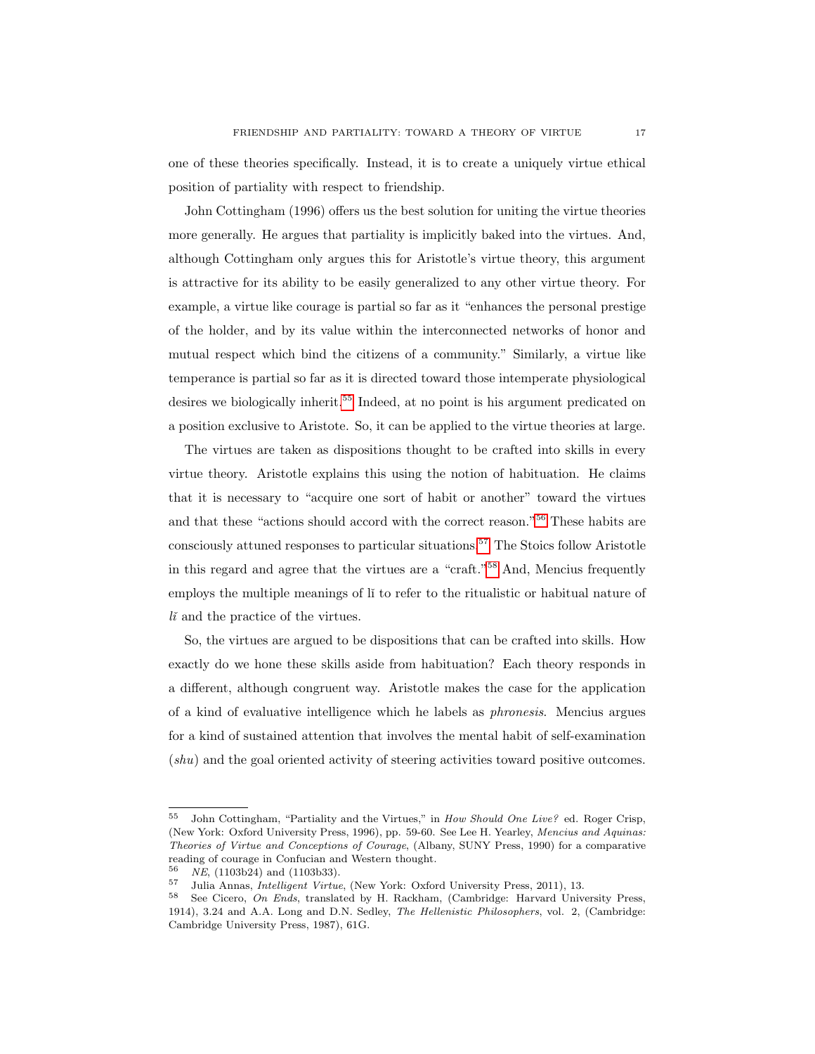one of these theories specifically. Instead, it is to create a uniquely virtue ethical position of partiality with respect to friendship.

John Cottingham (1996) offers us the best solution for uniting the virtue theories more generally. He argues that partiality is implicitly baked into the virtues. And, although Cottingham only argues this for Aristotle's virtue theory, this argument is attractive for its ability to be easily generalized to any other virtue theory. For example, a virtue like courage is partial so far as it "enhances the personal prestige of the holder, and by its value within the interconnected networks of honor and mutual respect which bind the citizens of a community." Similarly, a virtue like temperance is partial so far as it is directed toward those intemperate physiological desires we biologically inherit.[55] Indeed, at no point is his argument predicated on a position exclusive to Aristote. So, it can be applied to the virtue theories at large.

The virtues are taken as dispositions thought to be crafted into skills in every virtue theory. Aristotle explains this using the notion of habituation. He claims that it is necessary to "acquire one sort of habit or another" toward the virtues and that these "actions should accord with the correct reason."[56] These habits are consciously attuned responses to particular situations.[57] The Stoics follow Aristotle in this regard and agree that the virtues are a "craft."[58] And, Mencius frequently employs the multiple meanings of lǐ to refer to the ritualistic or habitual nature of *lǐ* and the practice of the virtues.

So, the virtues are argued to be dispositions that can be crafted into skills. How exactly do we hone these skills aside from habituation? Each theory responds in a different, although congruent way. Aristotle makes the case for the application of a kind of evaluative intelligence which he labels as *phronesis*. Mencius argues for a kind of sustained attention that involves the mental habit of self-examination (*shu*) and the goal oriented activity of steering activities toward positive outcomes.

---

[55] John Cottingham, "Partiality and the Virtues," in *How Should One Live?* ed. Roger Crisp, (New York: Oxford University Press, 1996), pp. 59-60. See Lee H. Yearley, *Mencius and Aquinas: Theories of Virtue and Conceptions of Courage*, (Albany, SUNY Press, 1990) for a comparative reading of courage in Confucian and Western thought.

[56] *NE*, (1103b24) and (1103b33).

[57] Julia Annas, *Intelligent Virtue*, (New York: Oxford University Press, 2011), 13.

[58] See Cicero, *On Ends*, translated by H. Rackham, (Cambridge: Harvard University Press, 1914), 3.24 and A.A. Long and D.N. Sedley, *The Hellenistic Philosophers*, vol. 2, (Cambridge: Cambridge University Press, 1987), 61G.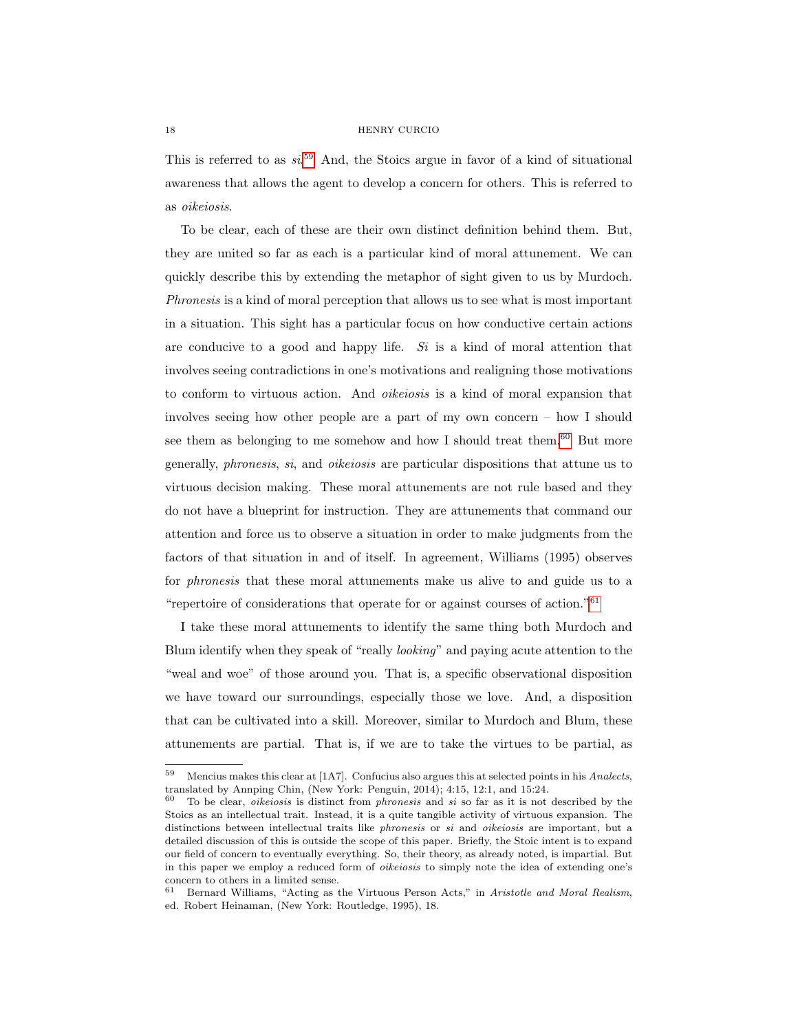This is referred to as *si*.[59] And, the Stoics argue in favor of a kind of situational awareness that allows the agent to develop a concern for others. This is referred to as *oikeiosis*.

To be clear, each of these are their own distinct definition behind them. But, they are united so far as each is a particular kind of moral attunement. We can quickly describe this by extending the metaphor of sight given to us by Murdoch. *Phronesis* is a kind of moral perception that allows us to see what is most important in a situation. This sight has a particular focus on how conductive certain actions are conducive to a good and happy life. *Si* is a kind of moral attention that involves seeing contradictions in one's motivations and realigning those motivations to conform to virtuous action. And *oikeiosis* is a kind of moral expansion that involves seeing how other people are a part of my own concern – how I should see them as belonging to me somehow and how I should treat them.[60] But more generally, *phronesis*, *si*, and *oikeiosis* are particular dispositions that attune us to virtuous decision making. These moral attunements are not rule based and they do not have a blueprint for instruction. They are attunements that command our attention and force us to observe a situation in order to make judgments from the factors of that situation in and of itself. In agreement, Williams (1995) observes for *phronesis* that these moral attunements make us alive to and guide us to a "repertoire of considerations that operate for or against courses of action."[61]

I take these moral attunements to identify the same thing both Murdoch and Blum identify when they speak of "really *looking*" and paying acute attention to the "weal and woe" of those around you. That is, a specific observational disposition we have toward our surroundings, especially those we love. And, a disposition that can be cultivated into a skill. Moreover, similar to Murdoch and Blum, these attunements are partial. That is, if we are to take the virtues to be partial, as

---

[59] Mencius makes this clear at [1A7]. Confucius also argues this at selected points in his *Analects*, translated by Annping Chin, (New York: Penguin, 2014); 4:15, 12:1, and 15:24.

[60] To be clear, *oikeiosis* is distinct from *phronesis* and *si* so far as it is not described by the Stoics as an intellectual trait. Instead, it is a quite tangible activity of virtuous expansion. The distinctions between intellectual traits like *phronesis* or *si* and *oikeiosis* are important, but a detailed discussion of this is outside the scope of this paper. Briefly, the Stoic intent is to expand our field of concern to eventually everything. So, their theory, as already noted, is impartial. But in this paper we employ a reduced form of *oikeiosis* to simply note the idea of extending one's concern to others in a limited sense.

[61] Bernard Williams, "Acting as the Virtuous Person Acts," in *Aristotle and Moral Realism*, ed. Robert Heinaman, (New York: Routledge, 1995), 18.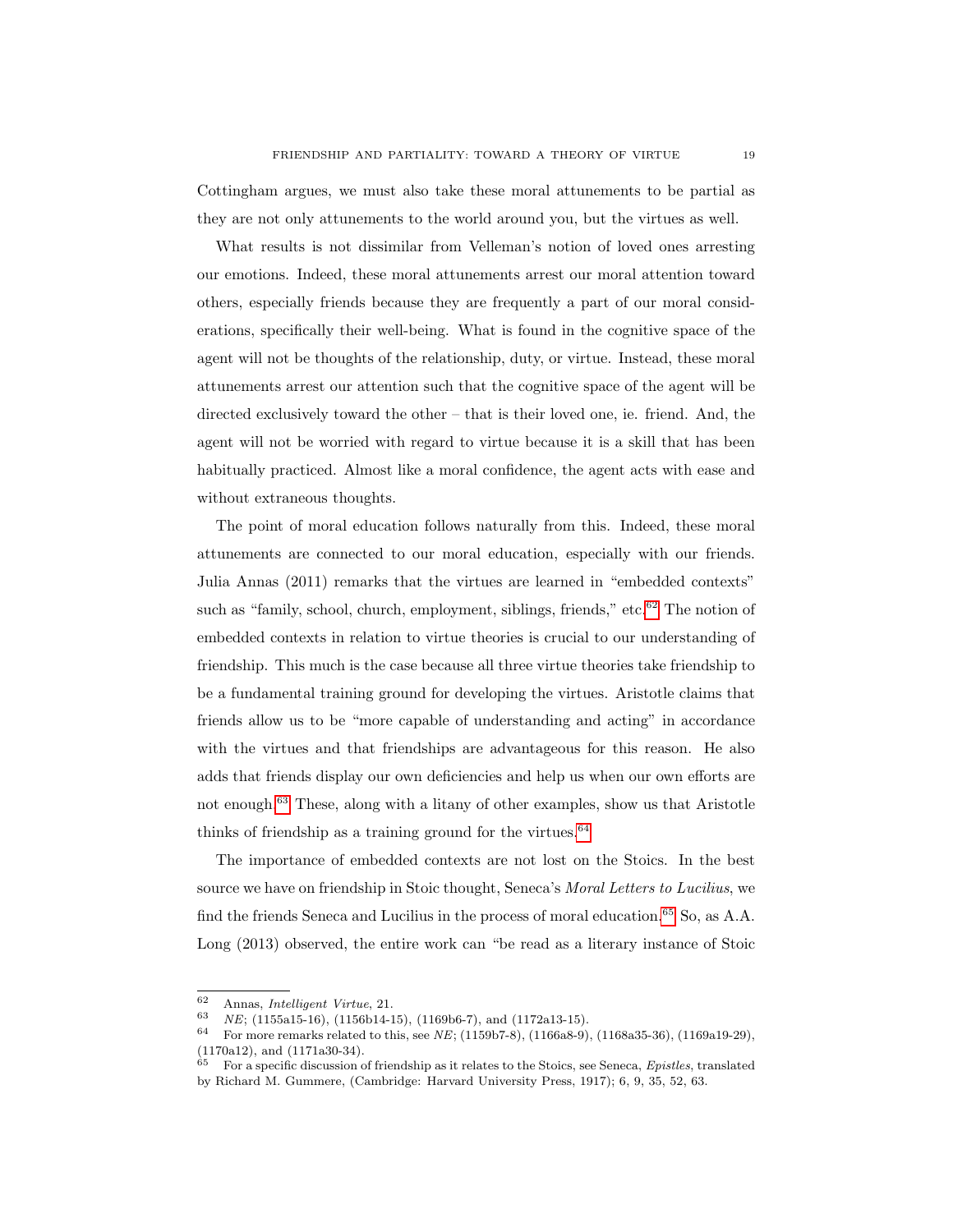Cottingham argues, we must also take these moral attunements to be partial as they are not only attunements to the world around you, but the virtues as well.

What results is not dissimilar from Velleman's notion of loved ones arresting our emotions. Indeed, these moral attunements arrest our moral attention toward others, especially friends because they are frequently a part of our moral considerations, specifically their well-being. What is found in the cognitive space of the agent will not be thoughts of the relationship, duty, or virtue. Instead, these moral attunements arrest our attention such that the cognitive space of the agent will be directed exclusively toward the other – that is their loved one, ie. friend. And, the agent will not be worried with regard to virtue because it is a skill that has been habitually practiced. Almost like a moral confidence, the agent acts with ease and without extraneous thoughts.

The point of moral education follows naturally from this. Indeed, these moral attunements are connected to our moral education, especially with our friends. Julia Annas (2011) remarks that the virtues are learned in "embedded contexts" such as "family, school, church, employment, siblings, friends," etc.[62] The notion of embedded contexts in relation to virtue theories is crucial to our understanding of friendship. This much is the case because all three virtue theories take friendship to be a fundamental training ground for developing the virtues. Aristotle claims that friends allow us to be "more capable of understanding and acting" in accordance with the virtues and that friendships are advantageous for this reason. He also adds that friends display our own deficiencies and help us when our own efforts are not enough.[63] These, along with a litany of other examples, show us that Aristotle thinks of friendship as a training ground for the virtues.[64]

The importance of embedded contexts are not lost on the Stoics. In the best source we have on friendship in Stoic thought, Seneca's *Moral Letters to Lucilius*, we find the friends Seneca and Lucilius in the process of moral education.[65] So, as A.A. Long (2013) observed, the entire work can "be read as a literary instance of Stoic

---

[62] Annas, *Intelligent Virtue*, 21.

[63] *NE*; (1155a15-16), (1156b14-15), (1169b6-7), and (1172a13-15).

[64] For more remarks related to this, see *NE*; (1159b7-8), (1166a8-9), (1168a35-36), (1169a19-29), (1170a12), and (1171a30-34).

[65] For a specific discussion of friendship as it relates to the Stoics, see Seneca, *Epistles*, translated by Richard M. Gummere, (Cambridge: Harvard University Press, 1917); 6, 9, 35, 52, 63.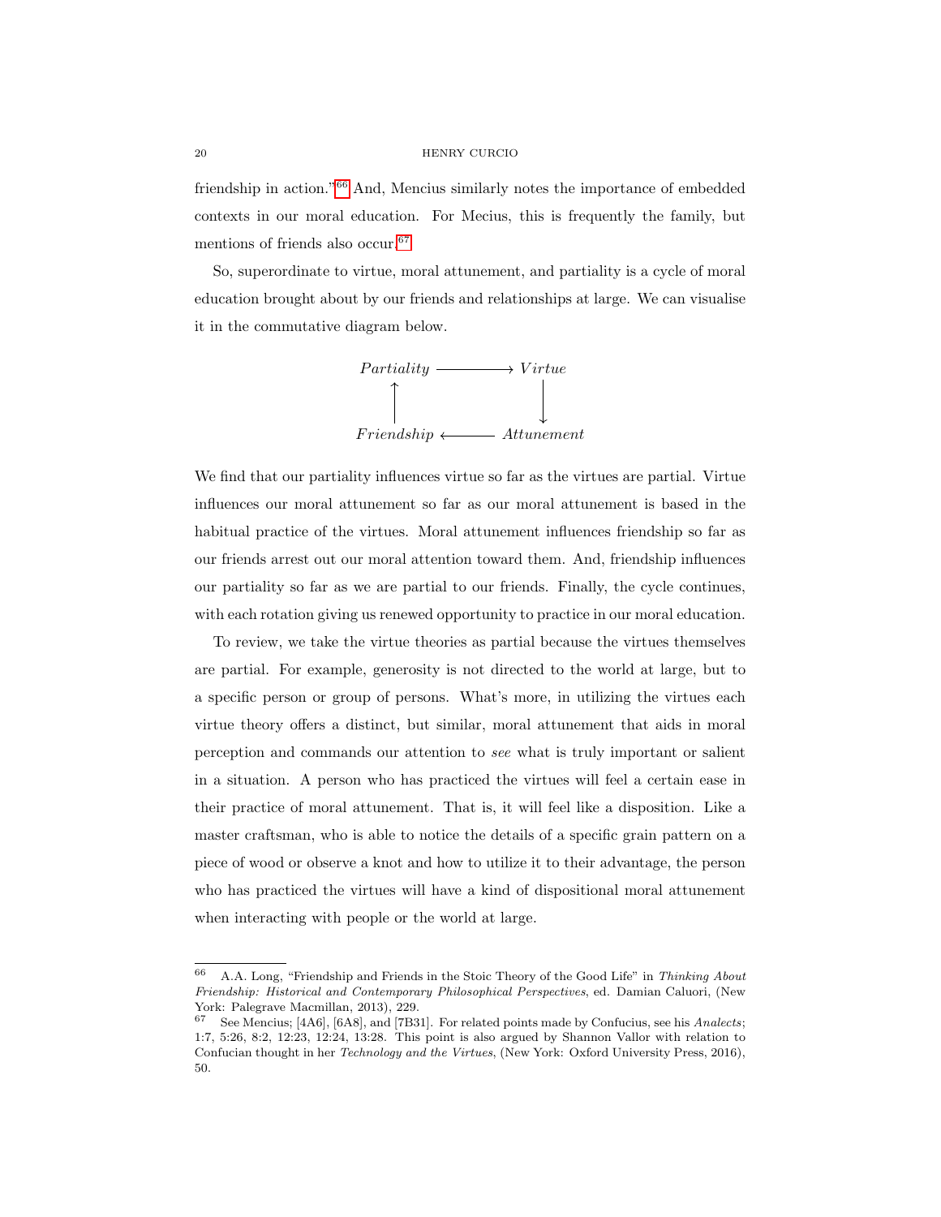friendship in action."[66] And, Mencius similarly notes the importance of embedded contexts in our moral education. For Mecius, this is frequently the family, but mentions of friends also occur.[67]

So, superordinate to virtue, moral attunement, and partiality is a cycle of moral education brought about by our friends and relationships at large. We can visualise it in the commutative diagram below.

$$\begin{array}{ccc} \textit{Partiality} & \longrightarrow & \textit{Virtue} \\ \uparrow & & \downarrow \\ \textit{Friendship} & \longleftarrow & \textit{Attunement} \end{array}$$

We find that our partiality influences virtue so far as the virtues are partial. Virtue influences our moral attunement so far as our moral attunement is based in the habitual practice of the virtues. Moral attunement influences friendship so far as our friends arrest out our moral attention toward them. And, friendship influences our partiality so far as we are partial to our friends. Finally, the cycle continues, with each rotation giving us renewed opportunity to practice in our moral education.

To review, we take the virtue theories as partial because the virtues themselves are partial. For example, generosity is not directed to the world at large, but to a specific person or group of persons. What's more, in utilizing the virtues each virtue theory offers a distinct, but similar, moral attunement that aids in moral perception and commands our attention to *see* what is truly important or salient in a situation. A person who has practiced the virtues will feel a certain ease in their practice of moral attunement. That is, it will feel like a disposition. Like a master craftsman, who is able to notice the details of a specific grain pattern on a piece of wood or observe a knot and how to utilize it to their advantage, the person who has practiced the virtues will have a kind of dispositional moral attunement when interacting with people or the world at large.

---

[66] A.A. Long, "Friendship and Friends in the Stoic Theory of the Good Life" in *Thinking About Friendship: Historical and Contemporary Philosophical Perspectives*, ed. Damian Caluori, (New York: Palegrave Macmillan, 2013), 229.

[67] See Mencius; [4A6], [6A8], and [7B31]. For related points made by Confucius, see his *Analects*; 1:7, 5:26, 8:2, 12:23, 12:24, 13:28. This point is also argued by Shannon Vallor with relation to Confucian thought in her *Technology and the Virtues*, (New York: Oxford University Press, 2016), 50.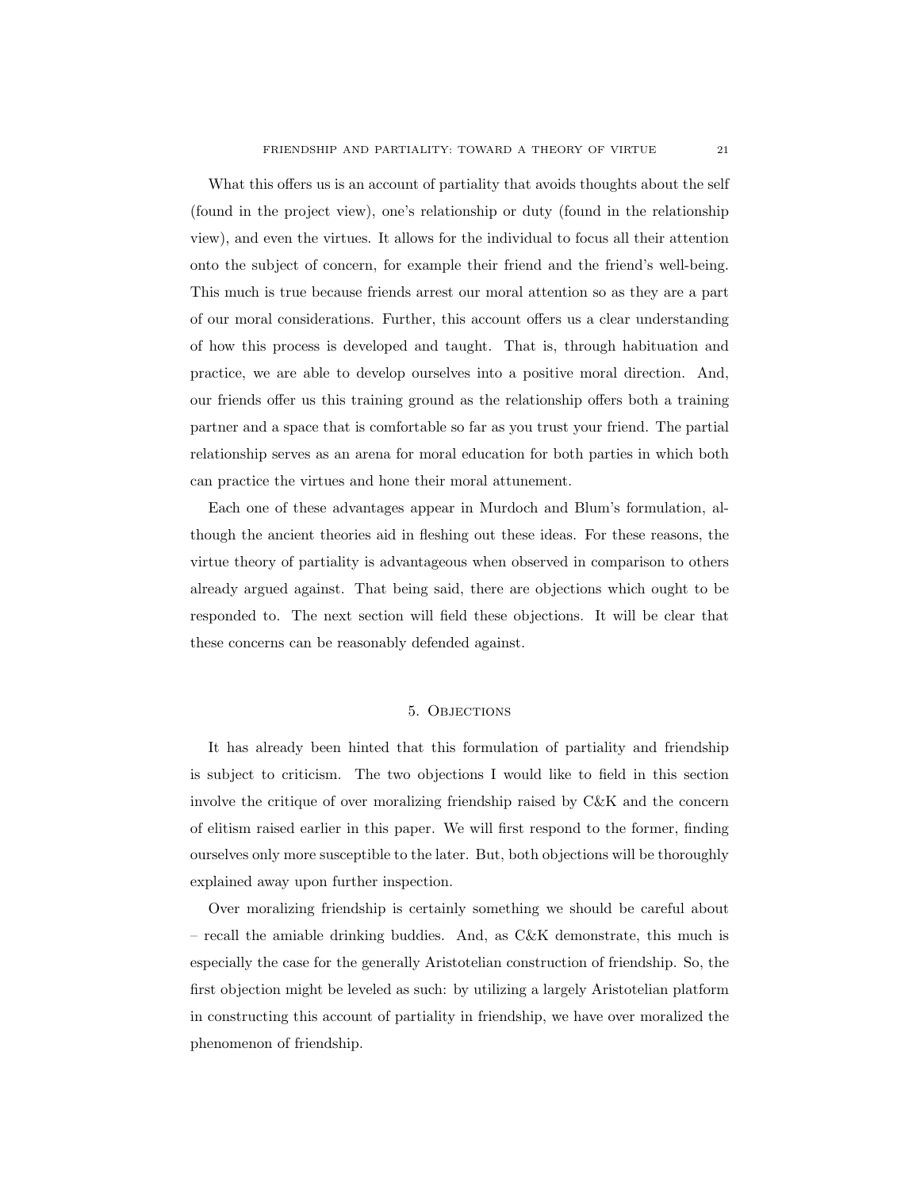What this offers us is an account of partiality that avoids thoughts about the self (found in the project view), one's relationship or duty (found in the relationship view), and even the virtues. It allows for the individual to focus all their attention onto the subject of concern, for example their friend and the friend's well-being. This much is true because friends arrest our moral attention so as they are a part of our moral considerations. Further, this account offers us a clear understanding of how this process is developed and taught. That is, through habituation and practice, we are able to develop ourselves into a positive moral direction. And, our friends offer us this training ground as the relationship offers both a training partner and a space that is comfortable so far as you trust your friend. The partial relationship serves as an arena for moral education for both parties in which both can practice the virtues and hone their moral attunement.

Each one of these advantages appear in Murdoch and Blum's formulation, although the ancient theories aid in fleshing out these ideas. For these reasons, the virtue theory of partiality is advantageous when observed in comparison to others already argued against. That being said, there are objections which ought to be responded to. The next section will field these objections. It will be clear that these concerns can be reasonably defended against.

## 5. Objections

It has already been hinted that this formulation of partiality and friendship is subject to criticism. The two objections I would like to field in this section involve the critique of over moralizing friendship raised by C&K and the concern of elitism raised earlier in this paper. We will first respond to the former, finding ourselves only more susceptible to the later. But, both objections will be thoroughly explained away upon further inspection.

Over moralizing friendship is certainly something we should be careful about – recall the amiable drinking buddies. And, as C&K demonstrate, this much is especially the case for the generally Aristotelian construction of friendship. So, the first objection might be leveled as such: by utilizing a largely Aristotelian platform in constructing this account of partiality in friendship, we have over moralized the phenomenon of friendship.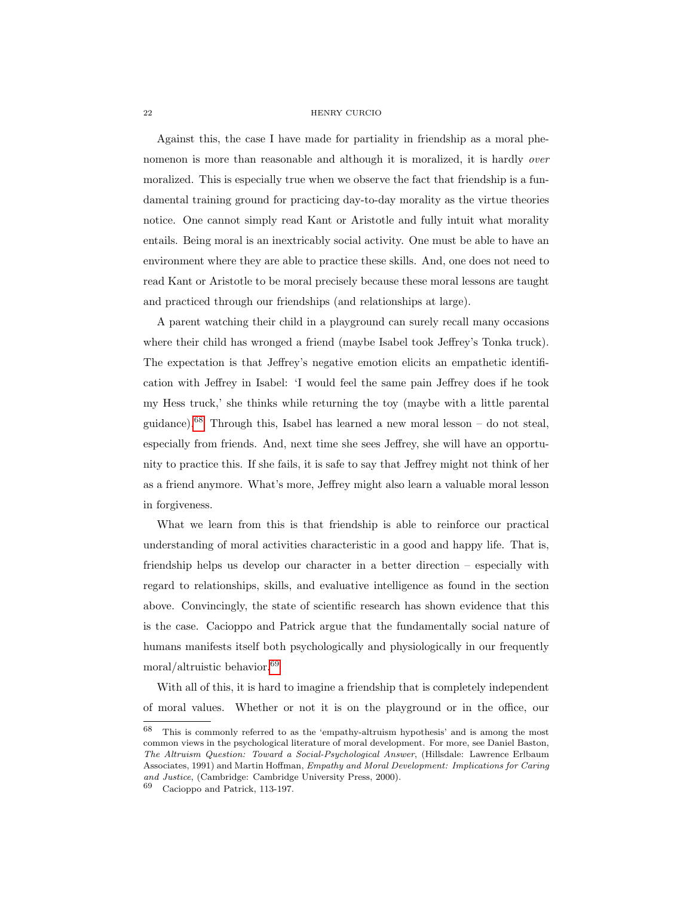Against this, the case I have made for partiality in friendship as a moral phenomenon is more than reasonable and although it is moralized, it is hardly *over* moralized. This is especially true when we observe the fact that friendship is a fundamental training ground for practicing day-to-day morality as the virtue theories notice. One cannot simply read Kant or Aristotle and fully intuit what morality entails. Being moral is an inextricably social activity. One must be able to have an environment where they are able to practice these skills. And, one does not need to read Kant or Aristotle to be moral precisely because these moral lessons are taught and practiced through our friendships (and relationships at large).

A parent watching their child in a playground can surely recall many occasions where their child has wronged a friend (maybe Isabel took Jeffrey's Tonka truck). The expectation is that Jeffrey's negative emotion elicits an empathetic identification with Jeffrey in Isabel: 'I would feel the same pain Jeffrey does if he took my Hess truck,' she thinks while returning the toy (maybe with a little parental guidance).[68] Through this, Isabel has learned a new moral lesson – do not steal, especially from friends. And, next time she sees Jeffrey, she will have an opportunity to practice this. If she fails, it is safe to say that Jeffrey might not think of her as a friend anymore. What's more, Jeffrey might also learn a valuable moral lesson in forgiveness.

What we learn from this is that friendship is able to reinforce our practical understanding of moral activities characteristic in a good and happy life. That is, friendship helps us develop our character in a better direction – especially with regard to relationships, skills, and evaluative intelligence as found in the section above. Convincingly, the state of scientific research has shown evidence that this is the case. Cacioppo and Patrick argue that the fundamentally social nature of humans manifests itself both psychologically and physiologically in our frequently moral/altruistic behavior.[69]

With all of this, it is hard to imagine a friendship that is completely independent of moral values. Whether or not it is on the playground or in the office, our

---

[68] This is commonly referred to as the 'empathy-altruism hypothesis' and is among the most common views in the psychological literature of moral development. For more, see Daniel Baston, *The Altruism Question: Toward a Social-Psychological Answer*, (Hillsdale: Lawrence Erlbaum Associates, 1991) and Martin Hoffman, *Empathy and Moral Development: Implications for Caring and Justice*, (Cambridge: Cambridge University Press, 2000).

[69] Cacioppo and Patrick, 113-197.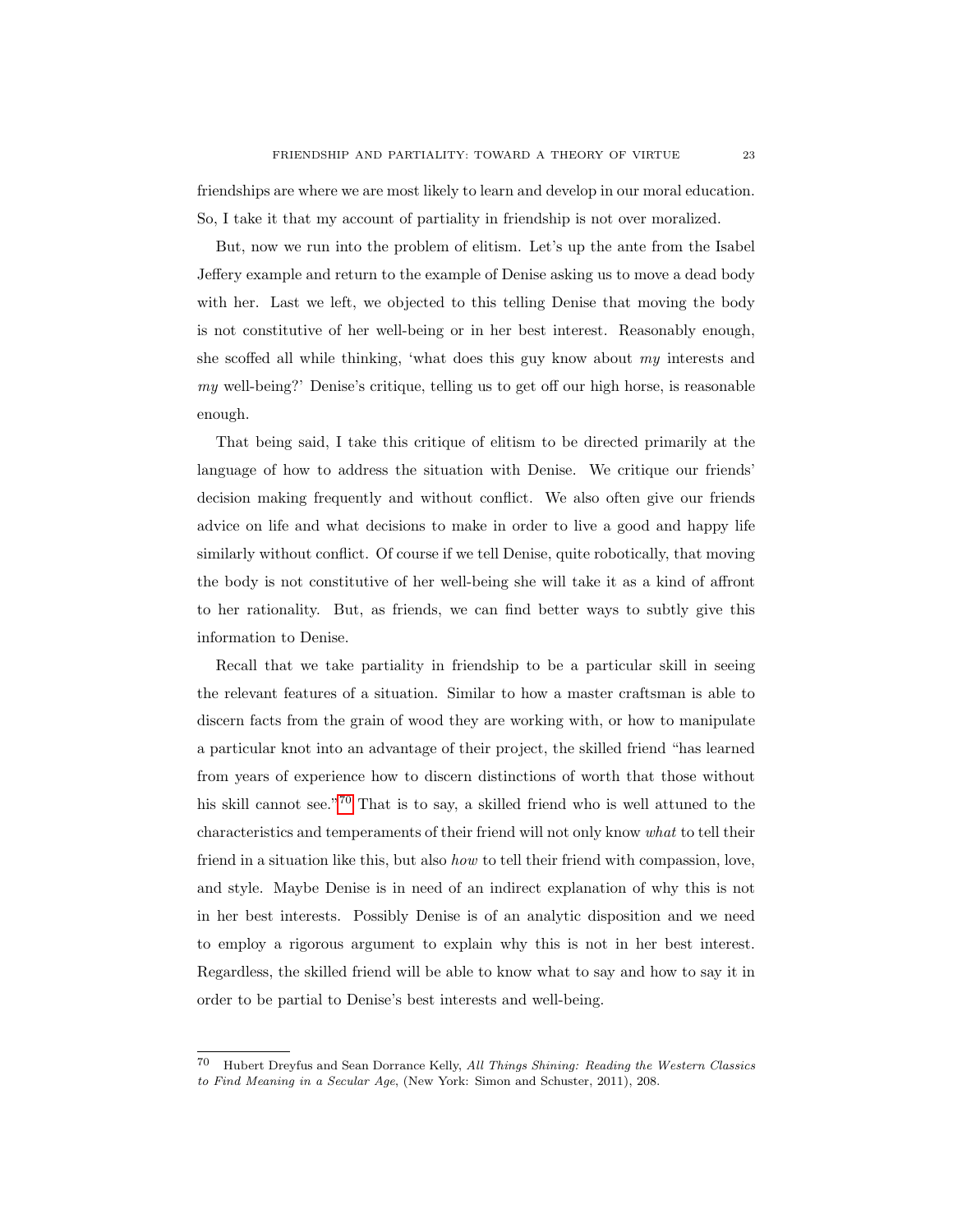friendships are where we are most likely to learn and develop in our moral education. So, I take it that my account of partiality in friendship is not over moralized.

But, now we run into the problem of elitism. Let's up the ante from the Isabel Jeffery example and return to the example of Denise asking us to move a dead body with her. Last we left, we objected to this telling Denise that moving the body is not constitutive of her well-being or in her best interest. Reasonably enough, she scoffed all while thinking, 'what does this guy know about *my* interests and *my* well-being?' Denise's critique, telling us to get off our high horse, is reasonable enough.

That being said, I take this critique of elitism to be directed primarily at the language of how to address the situation with Denise. We critique our friends' decision making frequently and without conflict. We also often give our friends advice on life and what decisions to make in order to live a good and happy life similarly without conflict. Of course if we tell Denise, quite robotically, that moving the body is not constitutive of her well-being she will take it as a kind of affront to her rationality. But, as friends, we can find better ways to subtly give this information to Denise.

Recall that we take partiality in friendship to be a particular skill in seeing the relevant features of a situation. Similar to how a master craftsman is able to discern facts from the grain of wood they are working with, or how to manipulate a particular knot into an advantage of their project, the skilled friend "has learned from years of experience how to discern distinctions of worth that those without his skill cannot see."[70] That is to say, a skilled friend who is well attuned to the characteristics and temperaments of their friend will not only know *what* to tell their friend in a situation like this, but also *how* to tell their friend with compassion, love, and style. Maybe Denise is in need of an indirect explanation of why this is not in her best interests. Possibly Denise is of an analytic disposition and we need to employ a rigorous argument to explain why this is not in her best interest. Regardless, the skilled friend will be able to know what to say and how to say it in order to be partial to Denise's best interests and well-being.

---

[70] Hubert Dreyfus and Sean Dorrance Kelly, *All Things Shining: Reading the Western Classics to Find Meaning in a Secular Age*, (New York: Simon and Schuster, 2011), 208.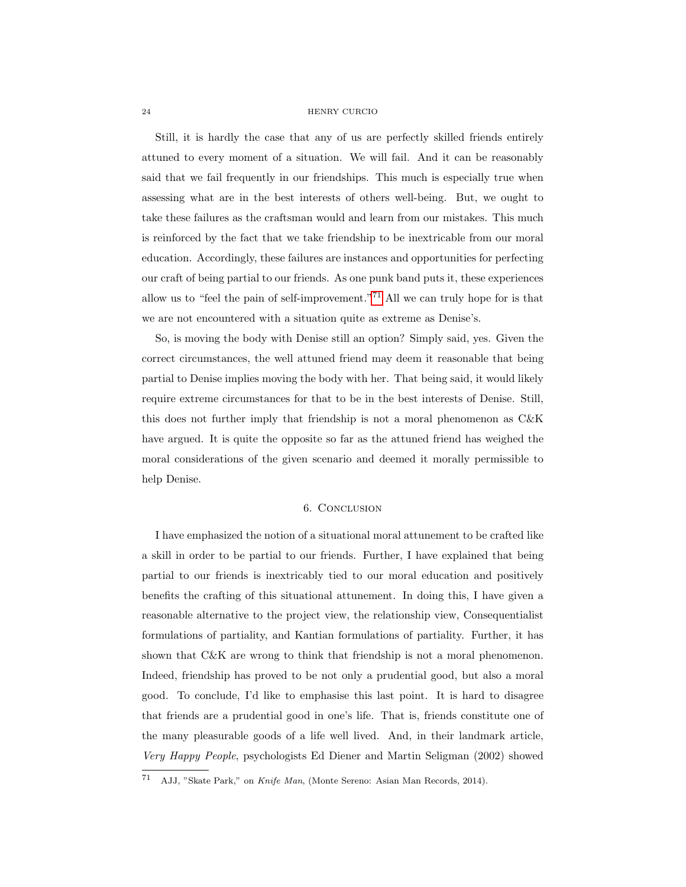Still, it is hardly the case that any of us are perfectly skilled friends entirely attuned to every moment of a situation. We will fail. And it can be reasonably said that we fail frequently in our friendships. This much is especially true when assessing what are in the best interests of others well-being. But, we ought to take these failures as the craftsman would and learn from our mistakes. This much is reinforced by the fact that we take friendship to be inextricable from our moral education. Accordingly, these failures are instances and opportunities for perfecting our craft of being partial to our friends. As one punk band puts it, these experiences allow us to "feel the pain of self-improvement."[71] All we can truly hope for is that we are not encountered with a situation quite as extreme as Denise's.

So, is moving the body with Denise still an option? Simply said, yes. Given the correct circumstances, the well attuned friend may deem it reasonable that being partial to Denise implies moving the body with her. That being said, it would likely require extreme circumstances for that to be in the best interests of Denise. Still, this does not further imply that friendship is not a moral phenomenon as C&K have argued. It is quite the opposite so far as the attuned friend has weighed the moral considerations of the given scenario and deemed it morally permissible to help Denise.

## 6. Conclusion

I have emphasized the notion of a situational moral attunement to be crafted like a skill in order to be partial to our friends. Further, I have explained that being partial to our friends is inextricably tied to our moral education and positively benefits the crafting of this situational attunement. In doing this, I have given a reasonable alternative to the project view, the relationship view, Consequentialist formulations of partiality, and Kantian formulations of partiality. Further, it has shown that C&K are wrong to think that friendship is not a moral phenomenon. Indeed, friendship has proved to be not only a prudential good, but also a moral good. To conclude, I'd like to emphasise this last point. It is hard to disagree that friends are a prudential good in one's life. That is, friends constitute one of the many pleasurable goods of a life well lived. And, in their landmark article, *Very Happy People*, psychologists Ed Diener and Martin Seligman (2002) showed

[71] AJJ, "Skate Park," on *Knife Man*, (Monte Sereno: Asian Man Records, 2014).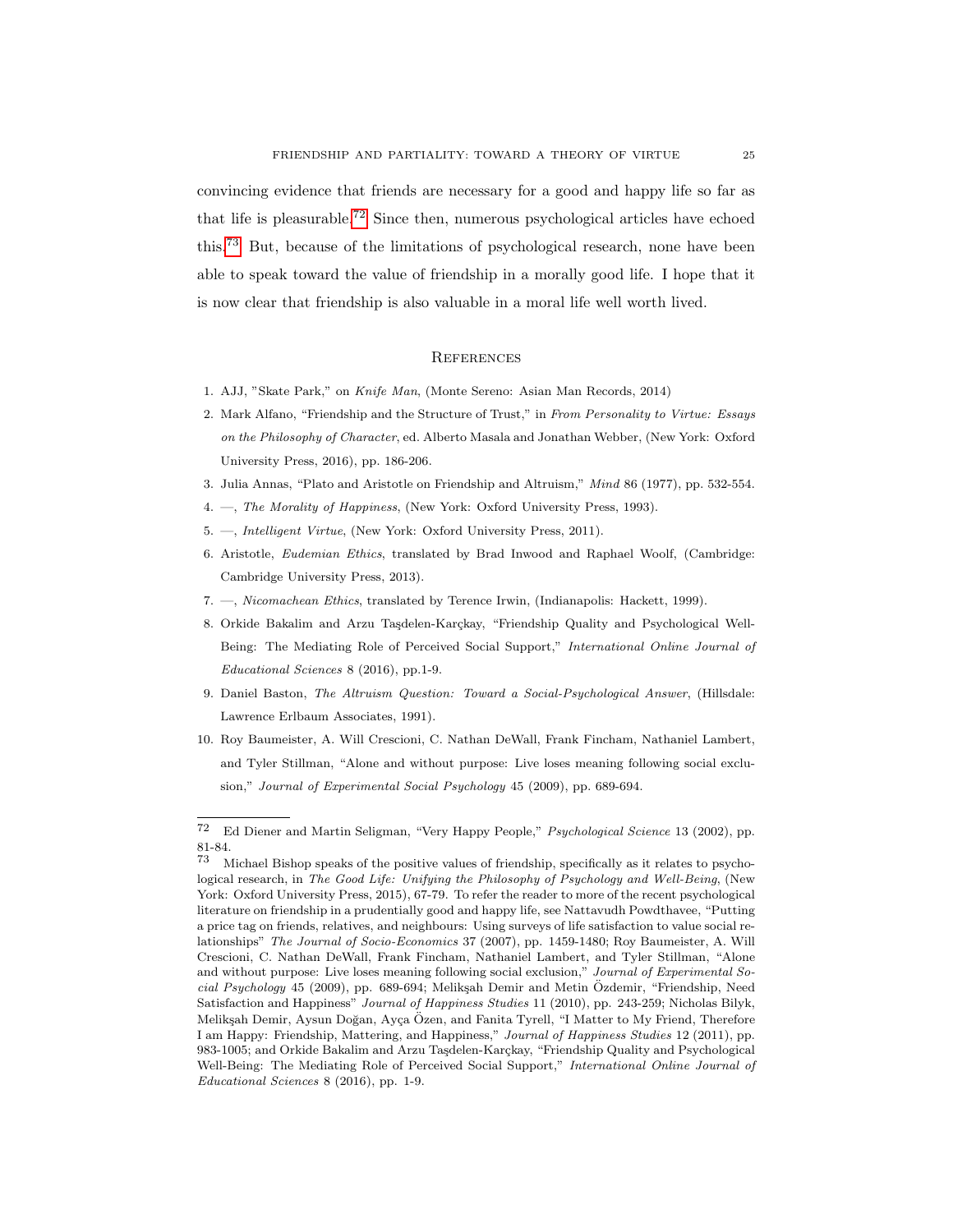convincing evidence that friends are necessary for a good and happy life so far as that life is pleasurable.[72] Since then, numerous psychological articles have echoed this.[73] But, because of the limitations of psychological research, none have been able to speak toward the value of friendship in a morally good life. I hope that it is now clear that friendship is also valuable in a moral life well worth lived.

## References

1. AJJ, "Skate Park," on *Knife Man*, (Monte Sereno: Asian Man Records, 2014)
2. Mark Alfano, "Friendship and the Structure of Trust," in *From Personality to Virtue: Essays on the Philosophy of Character*, ed. Alberto Masala and Jonathan Webber, (New York: Oxford University Press, 2016), pp. 186-206.
3. Julia Annas, "Plato and Aristotle on Friendship and Altruism," *Mind* 86 (1977), pp. 532-554.
4. —, *The Morality of Happiness*, (New York: Oxford University Press, 1993).
5. —, *Intelligent Virtue*, (New York: Oxford University Press, 2011).
6. Aristotle, *Eudemian Ethics*, translated by Brad Inwood and Raphael Woolf, (Cambridge: Cambridge University Press, 2013).
7. —, *Nicomachean Ethics*, translated by Terence Irwin, (Indianapolis: Hackett, 1999).
8. Orkide Bakalim and Arzu Taşdelen-Karçkay, "Friendship Quality and Psychological Well-Being: The Mediating Role of Perceived Social Support," *International Online Journal of Educational Sciences* 8 (2016), pp.1-9.
9. Daniel Baston, *The Altruism Question: Toward a Social-Psychological Answer*, (Hillsdale: Lawrence Erlbaum Associates, 1991).
10. Roy Baumeister, A. Will Crescioni, C. Nathan DeWall, Frank Fincham, Nathaniel Lambert, and Tyler Stillman, "Alone and without purpose: Live loses meaning following social exclusion," *Journal of Experimental Social Psychology* 45 (2009), pp. 689-694.

---

[72] Ed Diener and Martin Seligman, "Very Happy People," *Psychological Science* 13 (2002), pp. 81-84.

[73] Michael Bishop speaks of the positive values of friendship, specifically as it relates to psychological research, in *The Good Life: Unifying the Philosophy of Psychology and Well-Being*, (New York: Oxford University Press, 2015), 67-79. To refer the reader to more of the recent psychological literature on friendship in a prudentially good and happy life, see Nattavudh Powdthavee, "Putting a price tag on friends, relatives, and neighbours: Using surveys of life satisfaction to value social relationships" *The Journal of Socio-Economics* 37 (2007), pp. 1459-1480; Roy Baumeister, A. Will Crescioni, C. Nathan DeWall, Frank Fincham, Nathaniel Lambert, and Tyler Stillman, "Alone and without purpose: Live loses meaning following social exclusion," *Journal of Experimental Social Psychology* 45 (2009), pp. 689-694; Melikşah Demir and Metin Özdemir, "Friendship, Need Satisfaction and Happiness" *Journal of Happiness Studies* 11 (2010), pp. 243-259; Nicholas Bilyk, Melikşah Demir, Aysun Doğan, Ayça Özen, and Fanita Tyrell, "I Matter to My Friend, Therefore I am Happy: Friendship, Mattering, and Happiness," *Journal of Happiness Studies* 12 (2011), pp. 983-1005; and Orkide Bakalim and Arzu Taşdelen-Karçkay, "Friendship Quality and Psychological Well-Being: The Mediating Role of Perceived Social Support," *International Online Journal of Educational Sciences* 8 (2016), pp. 1-9.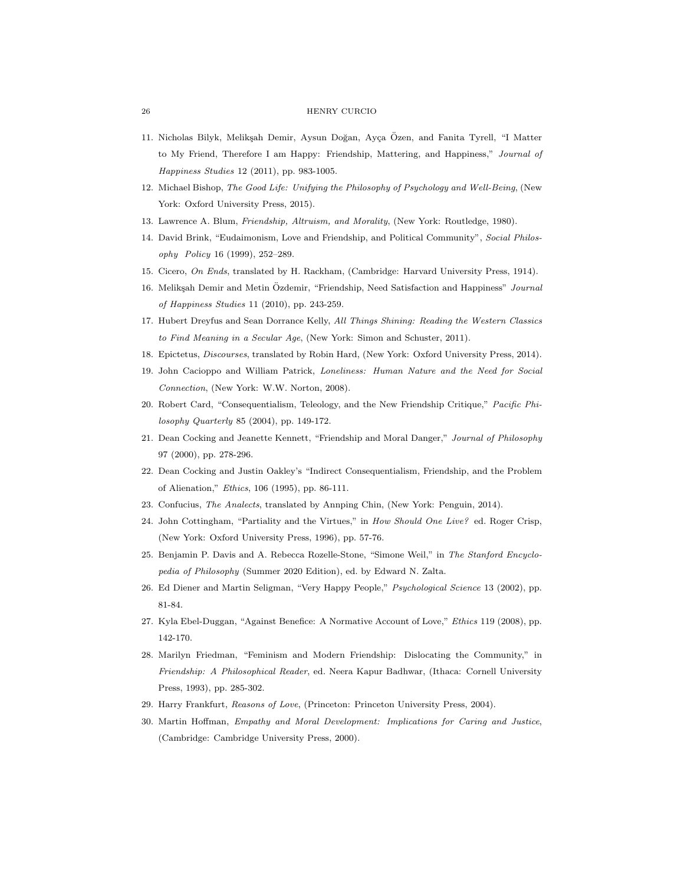11. Nicholas Bilyk, Melikşah Demir, Aysun Doğan, Ayça Özen, and Fanita Tyrell, "I Matter to My Friend, Therefore I am Happy: Friendship, Mattering, and Happiness," *Journal of Happiness Studies* 12 (2011), pp. 983-1005.
12. Michael Bishop, *The Good Life: Unifying the Philosophy of Psychology and Well-Being*, (New York: Oxford University Press, 2015).
13. Lawrence A. Blum, *Friendship, Altruism, and Morality*, (New York: Routledge, 1980).
14. David Brink, "Eudaimonism, Love and Friendship, and Political Community", *Social Philosophy Policy* 16 (1999), 252–289.
15. Cicero, *On Ends*, translated by H. Rackham, (Cambridge: Harvard University Press, 1914).
16. Melikşah Demir and Metin Özdemir, "Friendship, Need Satisfaction and Happiness" *Journal of Happiness Studies* 11 (2010), pp. 243-259.
17. Hubert Dreyfus and Sean Dorrance Kelly, *All Things Shining: Reading the Western Classics to Find Meaning in a Secular Age*, (New York: Simon and Schuster, 2011).
18. Epictetus, *Discourses*, translated by Robin Hard, (New York: Oxford University Press, 2014).
19. John Cacioppo and William Patrick, *Loneliness: Human Nature and the Need for Social Connection*, (New York: W.W. Norton, 2008).
20. Robert Card, "Consequentialism, Teleology, and the New Friendship Critique," *Pacific Philosophy Quarterly* 85 (2004), pp. 149-172.
21. Dean Cocking and Jeanette Kennett, "Friendship and Moral Danger," *Journal of Philosophy* 97 (2000), pp. 278-296.
22. Dean Cocking and Justin Oakley's "Indirect Consequentialism, Friendship, and the Problem of Alienation," *Ethics*, 106 (1995), pp. 86-111.
23. Confucius, *The Analects*, translated by Annping Chin, (New York: Penguin, 2014).
24. John Cottingham, "Partiality and the Virtues," in *How Should One Live?* ed. Roger Crisp, (New York: Oxford University Press, 1996), pp. 57-76.
25. Benjamin P. Davis and A. Rebecca Rozelle-Stone, "Simone Weil," in *The Stanford Encyclopedia of Philosophy* (Summer 2020 Edition), ed. by Edward N. Zalta.
26. Ed Diener and Martin Seligman, "Very Happy People," *Psychological Science* 13 (2002), pp. 81-84.
27. Kyla Ebel-Duggan, "Against Benefice: A Normative Account of Love," *Ethics* 119 (2008), pp. 142-170.
28. Marilyn Friedman, "Feminism and Modern Friendship: Dislocating the Community," in *Friendship: A Philosophical Reader*, ed. Neera Kapur Badhwar, (Ithaca: Cornell University Press, 1993), pp. 285-302.
29. Harry Frankfurt, *Reasons of Love*, (Princeton: Princeton University Press, 2004).
30. Martin Hoffman, *Empathy and Moral Development: Implications for Caring and Justice*, (Cambridge: Cambridge University Press, 2000).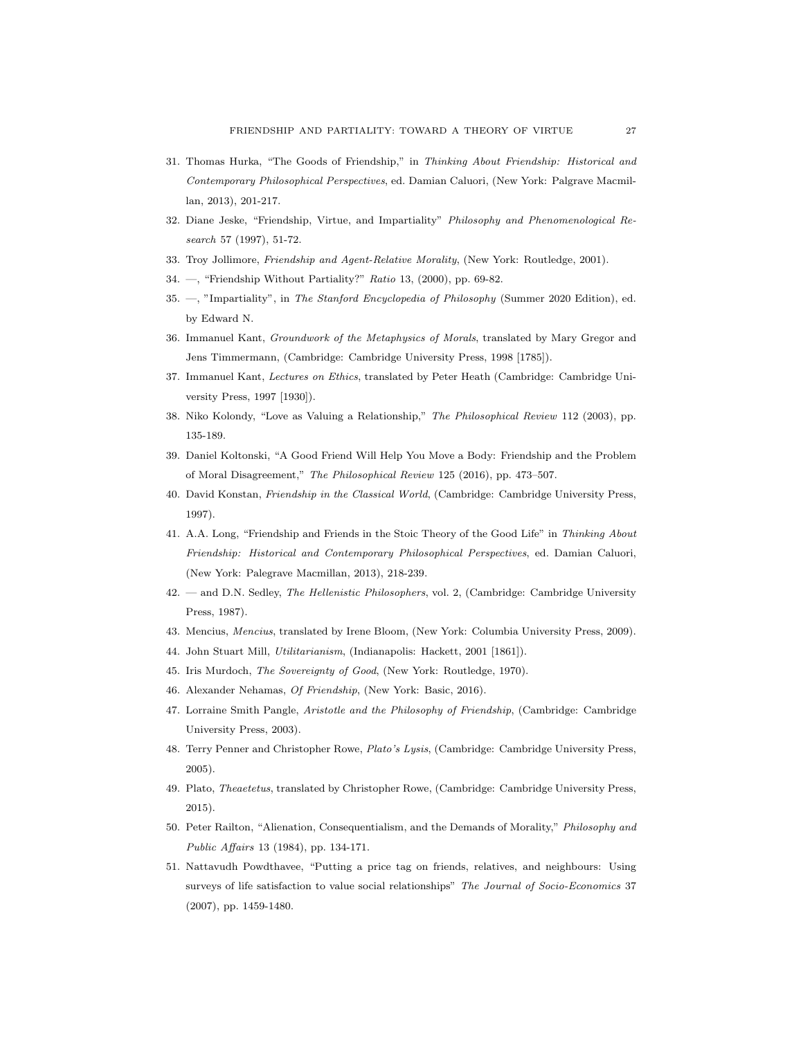31. Thomas Hurka, "The Goods of Friendship," in *Thinking About Friendship: Historical and Contemporary Philosophical Perspectives*, ed. Damian Caluori, (New York: Palgrave Macmillan, 2013), 201-217.
32. Diane Jeske, "Friendship, Virtue, and Impartiality" *Philosophy and Phenomenological Research* 57 (1997), 51-72.
33. Troy Jollimore, *Friendship and Agent-Relative Morality*, (New York: Routledge, 2001).
34. —, "Friendship Without Partiality?" *Ratio* 13, (2000), pp. 69-82.
35. —, "Impartiality", in *The Stanford Encyclopedia of Philosophy* (Summer 2020 Edition), ed. by Edward N.
36. Immanuel Kant, *Groundwork of the Metaphysics of Morals*, translated by Mary Gregor and Jens Timmermann, (Cambridge: Cambridge University Press, 1998 [1785]).
37. Immanuel Kant, *Lectures on Ethics*, translated by Peter Heath (Cambridge: Cambridge University Press, 1997 [1930]).
38. Niko Kolondy, "Love as Valuing a Relationship," *The Philosophical Review* 112 (2003), pp. 135-189.
39. Daniel Koltonski, "A Good Friend Will Help You Move a Body: Friendship and the Problem of Moral Disagreement," *The Philosophical Review* 125 (2016), pp. 473–507.
40. David Konstan, *Friendship in the Classical World*, (Cambridge: Cambridge University Press, 1997).
41. A.A. Long, "Friendship and Friends in the Stoic Theory of the Good Life" in *Thinking About Friendship: Historical and Contemporary Philosophical Perspectives*, ed. Damian Caluori, (New York: Palegrave Macmillan, 2013), 218-239.
42. — and D.N. Sedley, *The Hellenistic Philosophers*, vol. 2, (Cambridge: Cambridge University Press, 1987).
43. Mencius, *Mencius*, translated by Irene Bloom, (New York: Columbia University Press, 2009).
44. John Stuart Mill, *Utilitarianism*, (Indianapolis: Hackett, 2001 [1861]).
45. Iris Murdoch, *The Sovereignty of Good*, (New York: Routledge, 1970).
46. Alexander Nehamas, *Of Friendship*, (New York: Basic, 2016).
47. Lorraine Smith Pangle, *Aristotle and the Philosophy of Friendship*, (Cambridge: Cambridge University Press, 2003).
48. Terry Penner and Christopher Rowe, *Plato's Lysis*, (Cambridge: Cambridge University Press, 2005).
49. Plato, *Theaetetus*, translated by Christopher Rowe, (Cambridge: Cambridge University Press, 2015).
50. Peter Railton, "Alienation, Consequentialism, and the Demands of Morality," *Philosophy and Public Affairs* 13 (1984), pp. 134-171.
51. Nattavudh Powdthavee, "Putting a price tag on friends, relatives, and neighbours: Using surveys of life satisfaction to value social relationships" *The Journal of Socio-Economics* 37 (2007), pp. 1459-1480.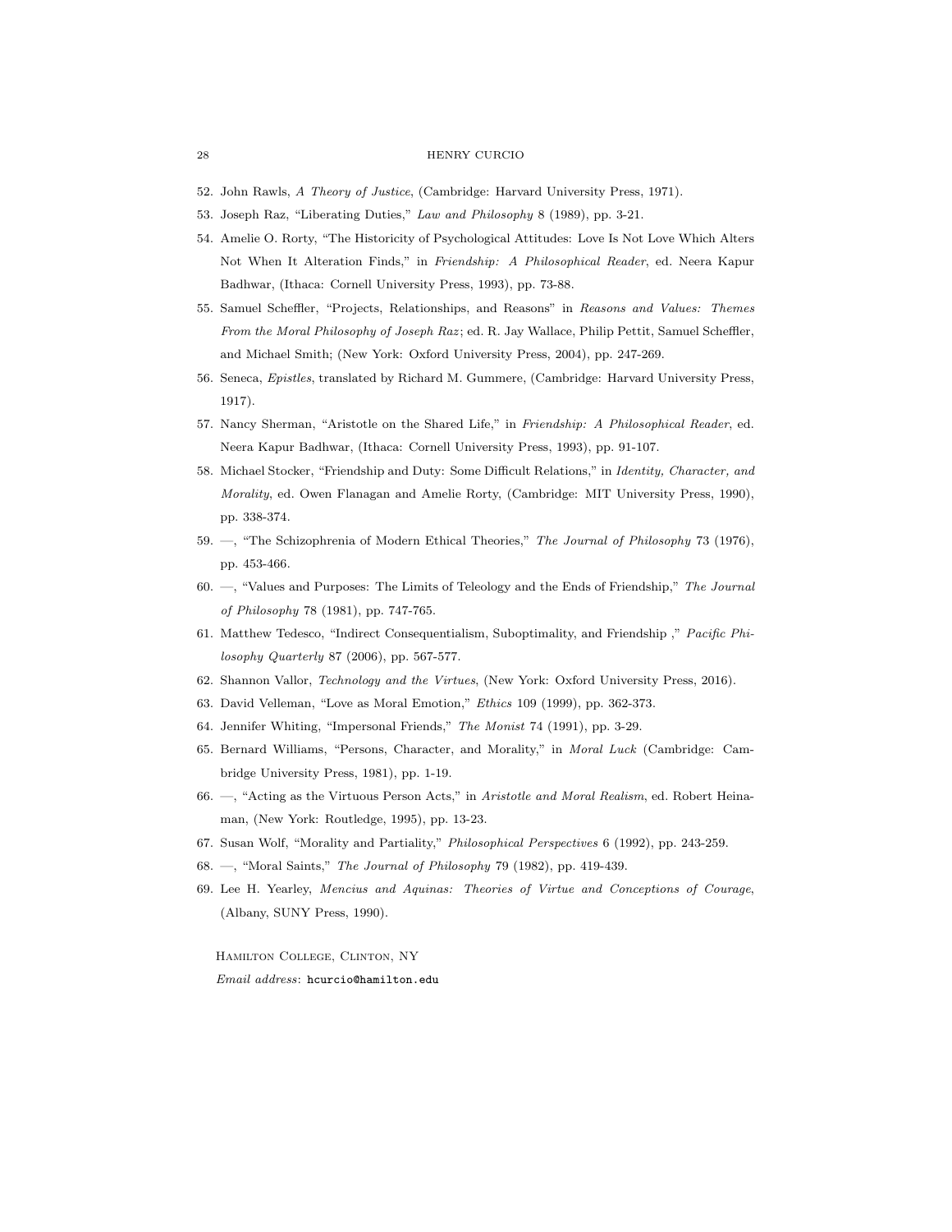52. John Rawls, *A Theory of Justice*, (Cambridge: Harvard University Press, 1971).
53. Joseph Raz, "Liberating Duties," *Law and Philosophy* 8 (1989), pp. 3-21.
54. Amelie O. Rorty, "The Historicity of Psychological Attitudes: Love Is Not Love Which Alters Not When It Alteration Finds," in *Friendship: A Philosophical Reader*, ed. Neera Kapur Badhwar, (Ithaca: Cornell University Press, 1993), pp. 73-88.
55. Samuel Scheffler, "Projects, Relationships, and Reasons" in *Reasons and Values: Themes From the Moral Philosophy of Joseph Raz*; ed. R. Jay Wallace, Philip Pettit, Samuel Scheffler, and Michael Smith; (New York: Oxford University Press, 2004), pp. 247-269.
56. Seneca, *Epistles*, translated by Richard M. Gummere, (Cambridge: Harvard University Press, 1917).
57. Nancy Sherman, "Aristotle on the Shared Life," in *Friendship: A Philosophical Reader*, ed. Neera Kapur Badhwar, (Ithaca: Cornell University Press, 1993), pp. 91-107.
58. Michael Stocker, "Friendship and Duty: Some Difficult Relations," in *Identity, Character, and Morality*, ed. Owen Flanagan and Amelie Rorty, (Cambridge: MIT University Press, 1990), pp. 338-374.
59. —, "The Schizophrenia of Modern Ethical Theories," *The Journal of Philosophy* 73 (1976), pp. 453-466.
60. —, "Values and Purposes: The Limits of Teleology and the Ends of Friendship," *The Journal of Philosophy* 78 (1981), pp. 747-765.
61. Matthew Tedesco, "Indirect Consequentialism, Suboptimality, and Friendship ," *Pacific Philosophy Quarterly* 87 (2006), pp. 567-577.
62. Shannon Vallor, *Technology and the Virtues*, (New York: Oxford University Press, 2016).
63. David Velleman, "Love as Moral Emotion," *Ethics* 109 (1999), pp. 362-373.
64. Jennifer Whiting, "Impersonal Friends," *The Monist* 74 (1991), pp. 3-29.
65. Bernard Williams, "Persons, Character, and Morality," in *Moral Luck* (Cambridge: Cambridge University Press, 1981), pp. 1-19.
66. —, "Acting as the Virtuous Person Acts," in *Aristotle and Moral Realism*, ed. Robert Heinaman, (New York: Routledge, 1995), pp. 13-23.
67. Susan Wolf, "Morality and Partiality," *Philosophical Perspectives* 6 (1992), pp. 243-259.
68. —, "Moral Saints," *The Journal of Philosophy* 79 (1982), pp. 419-439.
69. Lee H. Yearley, *Mencius and Aquinas: Theories of Virtue and Conceptions of Courage*, (Albany, SUNY Press, 1990).

Hamilton College, Clinton, NY

*Email address*: hcurcio@hamilton.edu